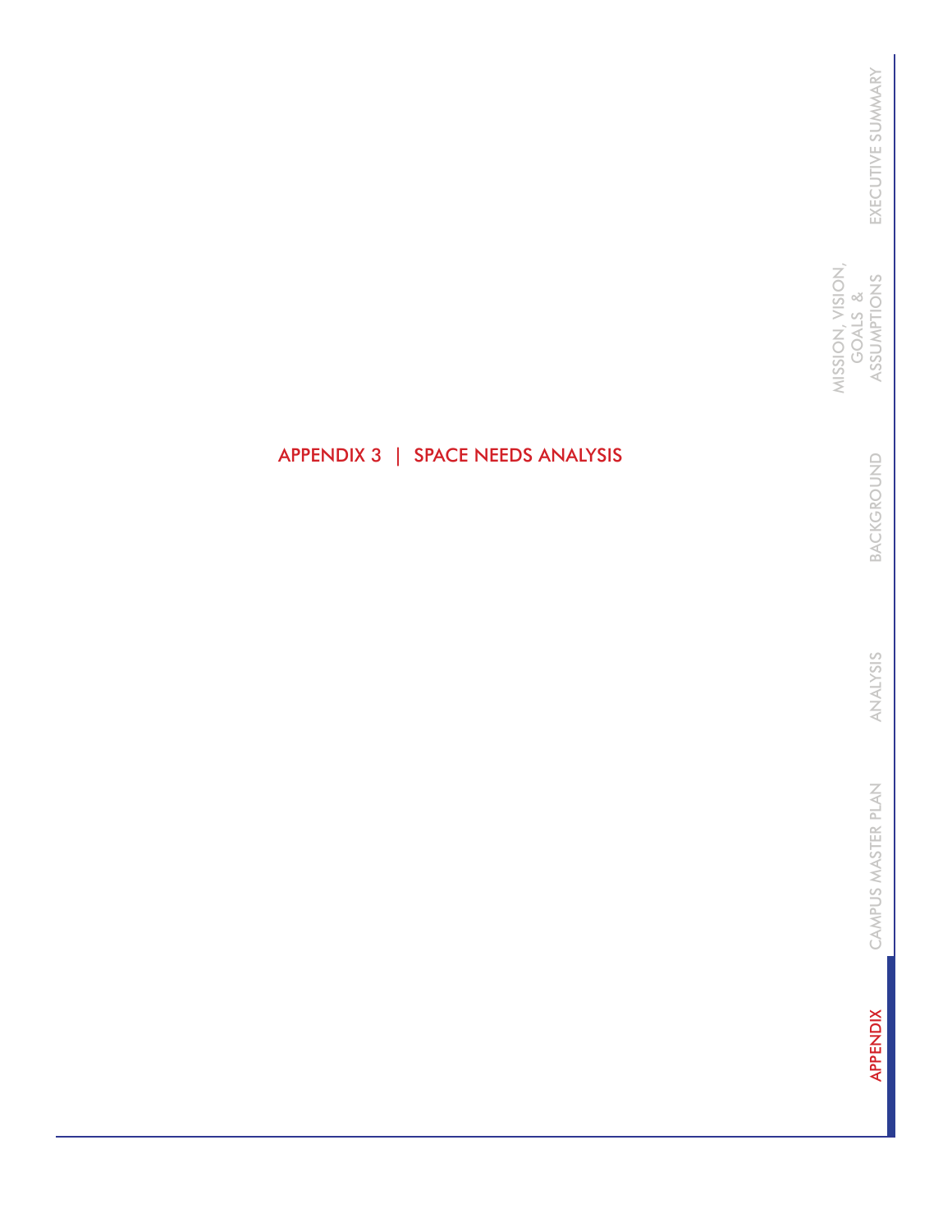# APPENDIX 3 | SPACE NEEDS ANALYSIS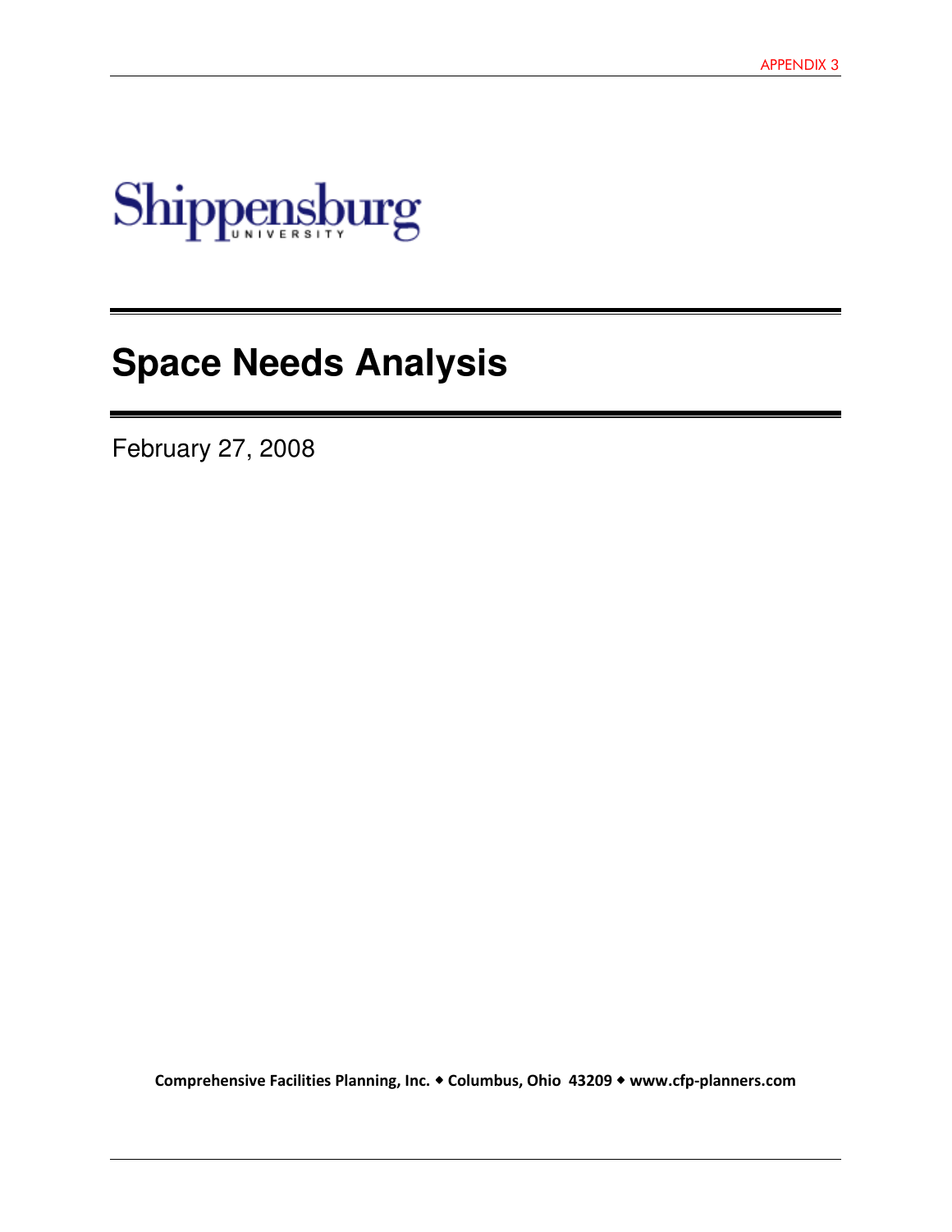APPENDIX 3

Shippensburg UNIVERSITY

# Space Needs Analysis

February 27, 2008

**Comprehensive Facilities Planning, Inc. ◆ Columbus, Ohio 43209 ◆ www.cfp-planners.com**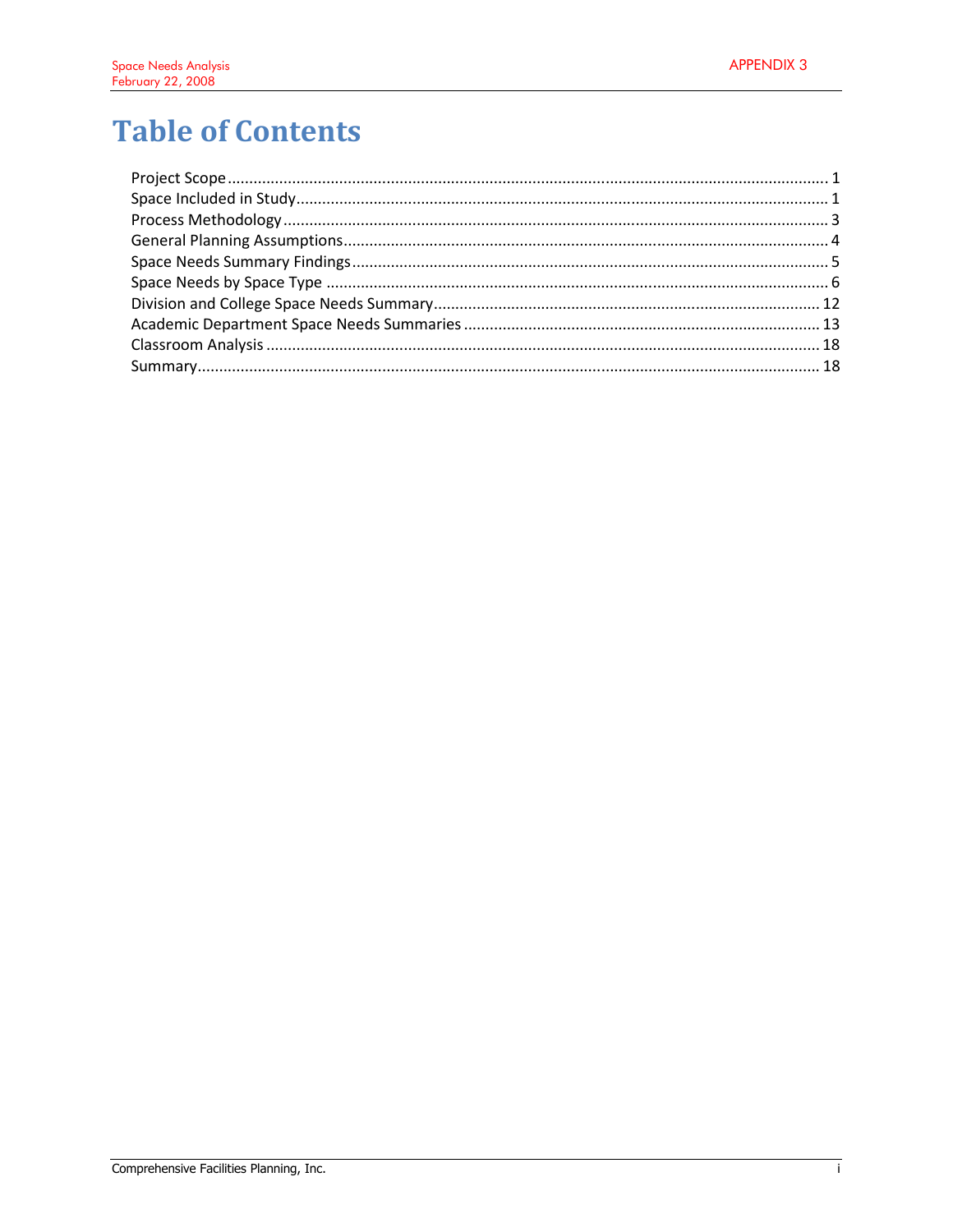# Table of Contents

Project Scope ........................................................................................................................... 1
Space Included in Study ........................................................................................................... 1
Process Methodology ................................................................................................................ 3
General Planning Assumptions ................................................................................................. 4
Space Needs Summary Findings ............................................................................................... 5
Space Needs by Space Type ..................................................................................................... 6
Division and College Space Needs Summary .......................................................................... 12
Academic Department Space Needs Summaries ..................................................................... 13
Classroom Analysis ................................................................................................................. 18
Summary ................................................................................................................................. 18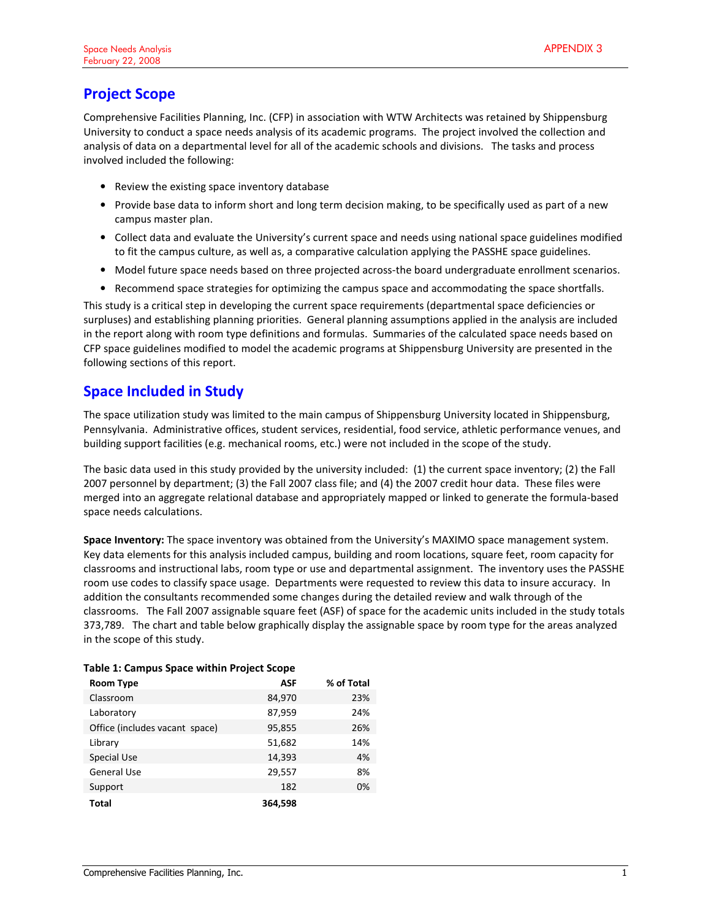## Project Scope

Comprehensive Facilities Planning, Inc. (CFP) in association with WTW Architects was retained by Shippensburg University to conduct a space needs analysis of its academic programs. The project involved the collection and analysis of data on a departmental level for all of the academic schools and divisions. The tasks and process involved included the following:

- Review the existing space inventory database
- Provide base data to inform short and long term decision making, to be specifically used as part of a new campus master plan.
- Collect data and evaluate the University's current space and needs using national space guidelines modified to fit the campus culture, as well as, a comparative calculation applying the PASSHE space guidelines.
- Model future space needs based on three projected across-the board undergraduate enrollment scenarios.
- Recommend space strategies for optimizing the campus space and accommodating the space shortfalls.

This study is a critical step in developing the current space requirements (departmental space deficiencies or surpluses) and establishing planning priorities. General planning assumptions applied in the analysis are included in the report along with room type definitions and formulas. Summaries of the calculated space needs based on CFP space guidelines modified to model the academic programs at Shippensburg University are presented in the following sections of this report.

## Space Included in Study

The space utilization study was limited to the main campus of Shippensburg University located in Shippensburg, Pennsylvania. Administrative offices, student services, residential, food service, athletic performance venues, and building support facilities (e.g. mechanical rooms, etc.) were not included in the scope of the study.

The basic data used in this study provided by the university included: (1) the current space inventory; (2) the Fall 2007 personnel by department; (3) the Fall 2007 class file; and (4) the 2007 credit hour data. These files were merged into an aggregate relational database and appropriately mapped or linked to generate the formula-based space needs calculations.

**Space Inventory:** The space inventory was obtained from the University's MAXIMO space management system. Key data elements for this analysis included campus, building and room locations, square feet, room capacity for classrooms and instructional labs, room type or use and departmental assignment. The inventory uses the PASSHE room use codes to classify space usage. Departments were requested to review this data to insure accuracy. In addition the consultants recommended some changes during the detailed review and walk through of the classrooms. The Fall 2007 assignable square feet (ASF) of space for the academic units included in the study totals 373,789. The chart and table below graphically display the assignable space by room type for the areas analyzed in the scope of this study.

**Table 1: Campus Space within Project Scope**

| Room Type | ASF | % of Total |
|---|---|---|
| Classroom | 84,970 | 23% |
| Laboratory | 87,959 | 24% |
| Office (includes vacant space) | 95,855 | 26% |
| Library | 51,682 | 14% |
| Special Use | 14,393 | 4% |
| General Use | 29,557 | 8% |
| Support | 182 | 0% |
| **Total** | **364,598** | |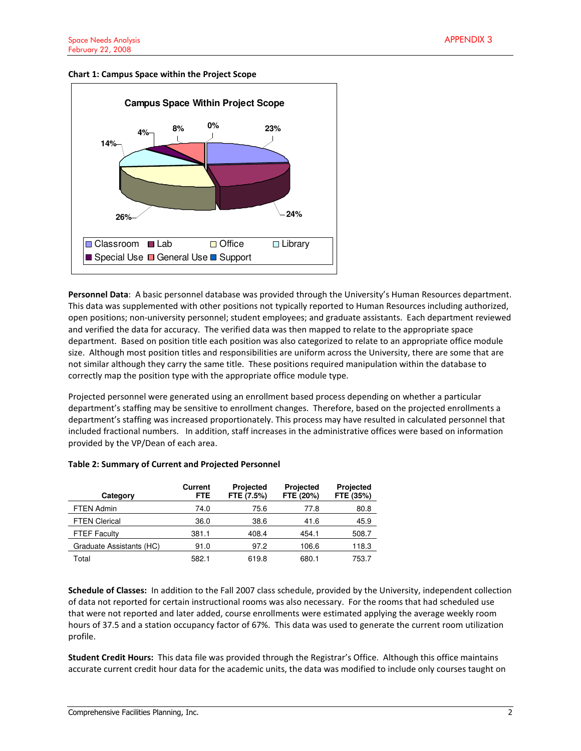**Chart 1: Campus Space within the Project Scope**

Campus Space Within Project Scope

23%
24%
26%
14%
4%
8%
0%

Classroom
Lab
Office
Library
Special Use
General Use
Support

**Personnel Data**: A basic personnel database was provided through the University's Human Resources department. This data was supplemented with other positions not typically reported to Human Resources including authorized, open positions; non-university personnel; student employees; and graduate assistants. Each department reviewed and verified the data for accuracy. The verified data was then mapped to relate to the appropriate space department. Based on position title each position was also categorized to relate to an appropriate office module size. Although most position titles and responsibilities are uniform across the University, there are some that are not similar although they carry the same title. These positions required manipulation within the database to correctly map the position type with the appropriate office module type.

Projected personnel were generated using an enrollment based process depending on whether a particular department's staffing may be sensitive to enrollment changes. Therefore, based on the projected enrollments a department's staffing was increased proportionately. This process may have resulted in calculated personnel that included fractional numbers. In addition, staff increases in the administrative offices were based on information provided by the VP/Dean of each area.

**Table 2: Summary of Current and Projected Personnel**

| Category | Current FTE | Projected FTE (7.5%) | Projected FTE (20%) | Projected FTE (35%) |
|---|---|---|---|---|
| FTEN Admin | 74.0 | 75.6 | 77.8 | 80.8 |
| FTEN Clerical | 36.0 | 38.6 | 41.6 | 45.9 |
| FTEF Faculty | 381.1 | 408.4 | 454.1 | 508.7 |
| Graduate Assistants (HC) | 91.0 | 97.2 | 106.6 | 118.3 |
| Total | 582.1 | 619.8 | 680.1 | 753.7 |

**Schedule of Classes:** In addition to the Fall 2007 class schedule, provided by the University, independent collection of data not reported for certain instructional rooms was also necessary. For the rooms that had scheduled use that were not reported and later added, course enrollments were estimated applying the average weekly room hours of 37.5 and a station occupancy factor of 67%. This data was used to generate the current room utilization profile.

**Student Credit Hours:** This data file was provided through the Registrar's Office. Although this office maintains accurate current credit hour data for the academic units, the data was modified to include only courses taught on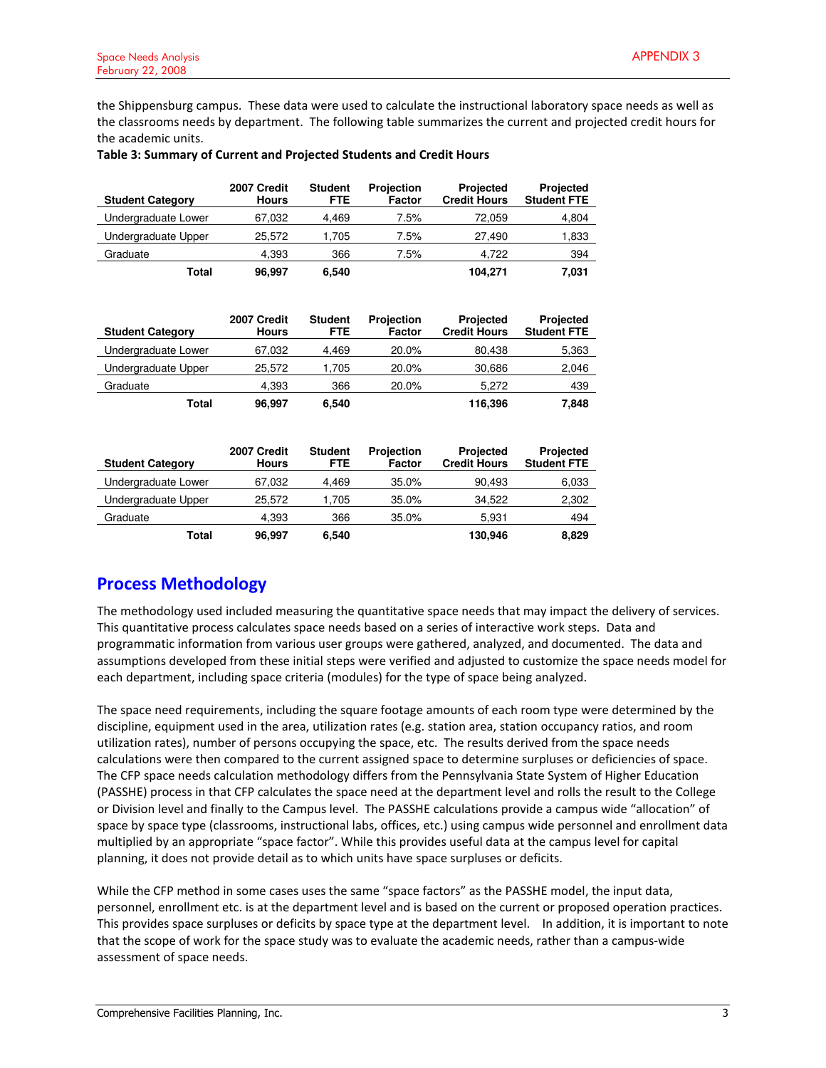the Shippensburg campus. These data were used to calculate the instructional laboratory space needs as well as the classrooms needs by department. The following table summarizes the current and projected credit hours for the academic units.

**Table 3: Summary of Current and Projected Students and Credit Hours**

| Student Category | 2007 Credit Hours | Student FTE | Projection Factor | Projected Credit Hours | Projected Student FTE |
|---|---|---|---|---|---|
| Undergraduate Lower | 67,032 | 4,469 | 7.5% | 72,059 | 4,804 |
| Undergraduate Upper | 25,572 | 1,705 | 7.5% | 27,490 | 1,833 |
| Graduate | 4,393 | 366 | 7.5% | 4,722 | 394 |
| **Total** | **96,997** | **6,540** | | **104,271** | **7,031** |

| Student Category | 2007 Credit Hours | Student FTE | Projection Factor | Projected Credit Hours | Projected Student FTE |
|---|---|---|---|---|---|
| Undergraduate Lower | 67,032 | 4,469 | 20.0% | 80,438 | 5,363 |
| Undergraduate Upper | 25,572 | 1,705 | 20.0% | 30,686 | 2,046 |
| Graduate | 4,393 | 366 | 20.0% | 5,272 | 439 |
| **Total** | **96,997** | **6,540** | | **116,396** | **7,848** |

| Student Category | 2007 Credit Hours | Student FTE | Projection Factor | Projected Credit Hours | Projected Student FTE |
|---|---|---|---|---|---|
| Undergraduate Lower | 67,032 | 4,469 | 35.0% | 90,493 | 6,033 |
| Undergraduate Upper | 25,572 | 1,705 | 35.0% | 34,522 | 2,302 |
| Graduate | 4,393 | 366 | 35.0% | 5,931 | 494 |
| **Total** | **96,997** | **6,540** | | **130,946** | **8,829** |

## Process Methodology

The methodology used included measuring the quantitative space needs that may impact the delivery of services. This quantitative process calculates space needs based on a series of interactive work steps. Data and programmatic information from various user groups were gathered, analyzed, and documented. The data and assumptions developed from these initial steps were verified and adjusted to customize the space needs model for each department, including space criteria (modules) for the type of space being analyzed.

The space need requirements, including the square footage amounts of each room type were determined by the discipline, equipment used in the area, utilization rates (e.g. station area, station occupancy ratios, and room utilization rates), number of persons occupying the space, etc. The results derived from the space needs calculations were then compared to the current assigned space to determine surpluses or deficiencies of space. The CFP space needs calculation methodology differs from the Pennsylvania State System of Higher Education (PASSHE) process in that CFP calculates the space need at the department level and rolls the result to the College or Division level and finally to the Campus level. The PASSHE calculations provide a campus wide "allocation" of space by space type (classrooms, instructional labs, offices, etc.) using campus wide personnel and enrollment data multiplied by an appropriate "space factor". While this provides useful data at the campus level for capital planning, it does not provide detail as to which units have space surpluses or deficits.

While the CFP method in some cases uses the same "space factors" as the PASSHE model, the input data, personnel, enrollment etc. is at the department level and is based on the current or proposed operation practices. This provides space surpluses or deficits by space type at the department level. In addition, it is important to note that the scope of work for the space study was to evaluate the academic needs, rather than a campus-wide assessment of space needs.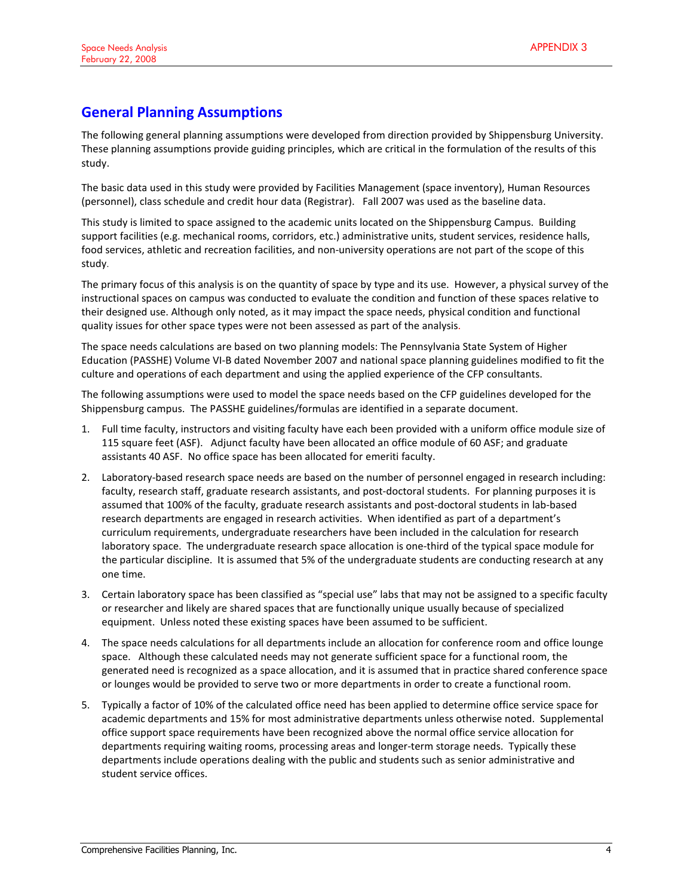## General Planning Assumptions

The following general planning assumptions were developed from direction provided by Shippensburg University. These planning assumptions provide guiding principles, which are critical in the formulation of the results of this study.

The basic data used in this study were provided by Facilities Management (space inventory), Human Resources (personnel), class schedule and credit hour data (Registrar). Fall 2007 was used as the baseline data.

This study is limited to space assigned to the academic units located on the Shippensburg Campus. Building support facilities (e.g. mechanical rooms, corridors, etc.) administrative units, student services, residence halls, food services, athletic and recreation facilities, and non-university operations are not part of the scope of this study.

The primary focus of this analysis is on the quantity of space by type and its use. However, a physical survey of the instructional spaces on campus was conducted to evaluate the condition and function of these spaces relative to their designed use. Although only noted, as it may impact the space needs, physical condition and functional quality issues for other space types were not been assessed as part of the analysis.

The space needs calculations are based on two planning models: The Pennsylvania State System of Higher Education (PASSHE) Volume VI-B dated November 2007 and national space planning guidelines modified to fit the culture and operations of each department and using the applied experience of the CFP consultants.

The following assumptions were used to model the space needs based on the CFP guidelines developed for the Shippensburg campus. The PASSHE guidelines/formulas are identified in a separate document.

1. Full time faculty, instructors and visiting faculty have each been provided with a uniform office module size of 115 square feet (ASF). Adjunct faculty have been allocated an office module of 60 ASF; and graduate assistants 40 ASF. No office space has been allocated for emeriti faculty.
2. Laboratory-based research space needs are based on the number of personnel engaged in research including: faculty, research staff, graduate research assistants, and post-doctoral students. For planning purposes it is assumed that 100% of the faculty, graduate research assistants and post-doctoral students in lab-based research departments are engaged in research activities. When identified as part of a department's curriculum requirements, undergraduate researchers have been included in the calculation for research laboratory space. The undergraduate research space allocation is one-third of the typical space module for the particular discipline. It is assumed that 5% of the undergraduate students are conducting research at any one time.
3. Certain laboratory space has been classified as "special use" labs that may not be assigned to a specific faculty or researcher and likely are shared spaces that are functionally unique usually because of specialized equipment. Unless noted these existing spaces have been assumed to be sufficient.
4. The space needs calculations for all departments include an allocation for conference room and office lounge space. Although these calculated needs may not generate sufficient space for a functional room, the generated need is recognized as a space allocation, and it is assumed that in practice shared conference space or lounges would be provided to serve two or more departments in order to create a functional room.
5. Typically a factor of 10% of the calculated office need has been applied to determine office service space for academic departments and 15% for most administrative departments unless otherwise noted. Supplemental office support space requirements have been recognized above the normal office service allocation for departments requiring waiting rooms, processing areas and longer-term storage needs. Typically these departments include operations dealing with the public and students such as senior administrative and student service offices.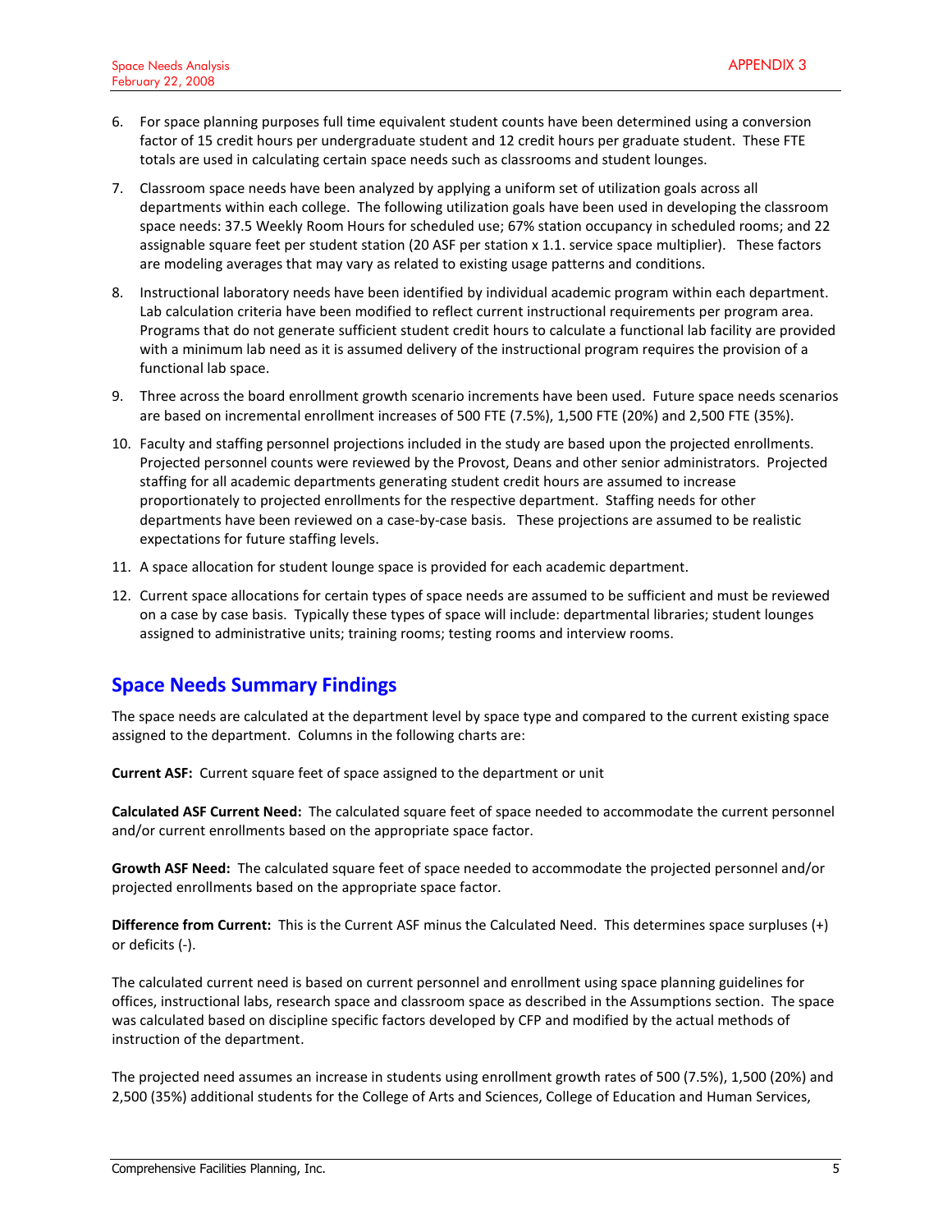6. For space planning purposes full time equivalent student counts have been determined using a conversion factor of 15 credit hours per undergraduate student and 12 credit hours per graduate student. These FTE totals are used in calculating certain space needs such as classrooms and student lounges.
7. Classroom space needs have been analyzed by applying a uniform set of utilization goals across all departments within each college. The following utilization goals have been used in developing the classroom space needs: 37.5 Weekly Room Hours for scheduled use; 67% station occupancy in scheduled rooms; and 22 assignable square feet per student station (20 ASF per station x 1.1. service space multiplier). These factors are modeling averages that may vary as related to existing usage patterns and conditions.
8. Instructional laboratory needs have been identified by individual academic program within each department. Lab calculation criteria have been modified to reflect current instructional requirements per program area. Programs that do not generate sufficient student credit hours to calculate a functional lab facility are provided with a minimum lab need as it is assumed delivery of the instructional program requires the provision of a functional lab space.
9. Three across the board enrollment growth scenario increments have been used. Future space needs scenarios are based on incremental enrollment increases of 500 FTE (7.5%), 1,500 FTE (20%) and 2,500 FTE (35%).
10. Faculty and staffing personnel projections included in the study are based upon the projected enrollments. Projected personnel counts were reviewed by the Provost, Deans and other senior administrators. Projected staffing for all academic departments generating student credit hours are assumed to increase proportionately to projected enrollments for the respective department. Staffing needs for other departments have been reviewed on a case-by-case basis. These projections are assumed to be realistic expectations for future staffing levels.
11. A space allocation for student lounge space is provided for each academic department.
12. Current space allocations for certain types of space needs are assumed to be sufficient and must be reviewed on a case by case basis. Typically these types of space will include: departmental libraries; student lounges assigned to administrative units; training rooms; testing rooms and interview rooms.

## Space Needs Summary Findings

The space needs are calculated at the department level by space type and compared to the current existing space assigned to the department. Columns in the following charts are:

**Current ASF:** Current square feet of space assigned to the department or unit

**Calculated ASF Current Need:** The calculated square feet of space needed to accommodate the current personnel and/or current enrollments based on the appropriate space factor.

**Growth ASF Need:** The calculated square feet of space needed to accommodate the projected personnel and/or projected enrollments based on the appropriate space factor.

**Difference from Current:** This is the Current ASF minus the Calculated Need. This determines space surpluses (+) or deficits (-).

The calculated current need is based on current personnel and enrollment using space planning guidelines for offices, instructional labs, research space and classroom space as described in the Assumptions section. The space was calculated based on discipline specific factors developed by CFP and modified by the actual methods of instruction of the department.

The projected need assumes an increase in students using enrollment growth rates of 500 (7.5%), 1,500 (20%) and 2,500 (35%) additional students for the College of Arts and Sciences, College of Education and Human Services,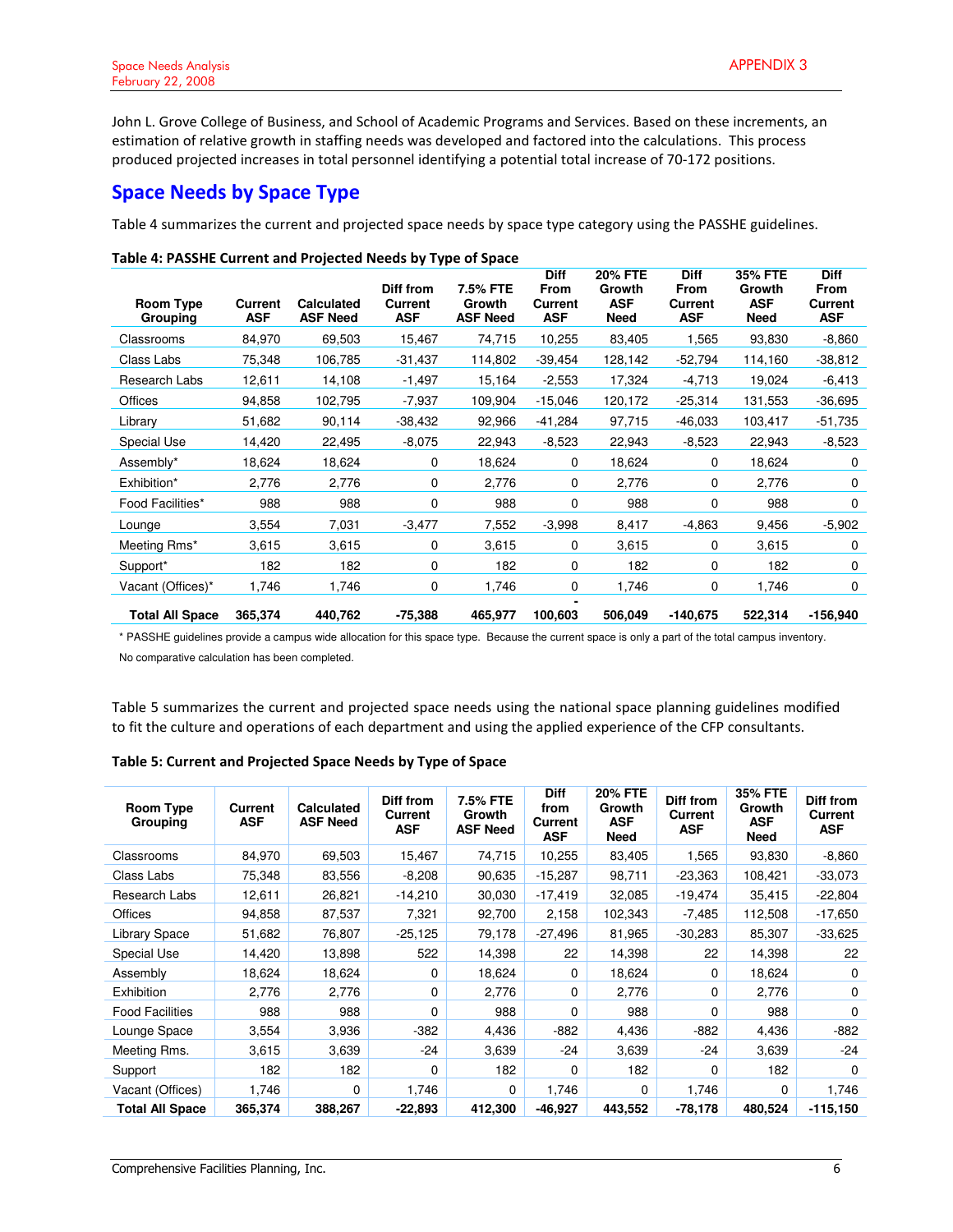John L. Grove College of Business, and School of Academic Programs and Services. Based on these increments, an estimation of relative growth in staffing needs was developed and factored into the calculations. This process produced projected increases in total personnel identifying a potential total increase of 70-172 positions.

## Space Needs by Space Type

Table 4 summarizes the current and projected space needs by space type category using the PASSHE guidelines.

**Table 4: PASSHE Current and Projected Needs by Type of Space**

| Room Type Grouping | Current ASF | Calculated ASF Need | Diff from Current ASF | 7.5% FTE Growth ASF Need | Diff From Current ASF | 20% FTE Growth ASF Need | Diff From Current ASF | 35% FTE Growth ASF Need | Diff From Current ASF |
|---|---|---|---|---|---|---|---|---|---|
| Classrooms | 84,970 | 69,503 | 15,467 | 74,715 | 10,255 | 83,405 | 1,565 | 93,830 | -8,860 |
| Class Labs | 75,348 | 106,785 | -31,437 | 114,802 | -39,454 | 128,142 | -52,794 | 114,160 | -38,812 |
| Research Labs | 12,611 | 14,108 | -1,497 | 15,164 | -2,553 | 17,324 | -4,713 | 19,024 | -6,413 |
| Offices | 94,858 | 102,795 | -7,937 | 109,904 | -15,046 | 120,172 | -25,314 | 131,553 | -36,695 |
| Library | 51,682 | 90,114 | -38,432 | 92,966 | -41,284 | 97,715 | -46,033 | 103,417 | -51,735 |
| Special Use | 14,420 | 22,495 | -8,075 | 22,943 | -8,523 | 22,943 | -8,523 | 22,943 | -8,523 |
| Assembly* | 18,624 | 18,624 | 0 | 18,624 | 0 | 18,624 | 0 | 18,624 | 0 |
| Exhibition* | 2,776 | 2,776 | 0 | 2,776 | 0 | 2,776 | 0 | 2,776 | 0 |
| Food Facilities* | 988 | 988 | 0 | 988 | 0 | 988 | 0 | 988 | 0 |
| Lounge | 3,554 | 7,031 | -3,477 | 7,552 | -3,998 | 8,417 | -4,863 | 9,456 | -5,902 |
| Meeting Rms* | 3,615 | 3,615 | 0 | 3,615 | 0 | 3,615 | 0 | 3,615 | 0 |
| Support* | 182 | 182 | 0 | 182 | 0 | 182 | 0 | 182 | 0 |
| Vacant (Offices)* | 1,746 | 1,746 | 0 | 1,746 | 0 | 1,746 | 0 | 1,746 | 0 |
| **Total All Space** | **365,374** | **440,762** | **-75,388** | **465,977** | **-100,603** | **506,049** | **-140,675** | **522,314** | **-156,940** |

\* PASSHE guidelines provide a campus wide allocation for this space type. Because the current space is only a part of the total campus inventory. No comparative calculation has been completed.

Table 5 summarizes the current and projected space needs using the national space planning guidelines modified to fit the culture and operations of each department and using the applied experience of the CFP consultants.

**Table 5: Current and Projected Space Needs by Type of Space**

| Room Type Grouping | Current ASF | Calculated ASF Need | Diff from Current ASF | 7.5% FTE Growth ASF Need | Diff from Current ASF | 20% FTE Growth ASF Need | Diff from Current ASF | 35% FTE Growth ASF Need | Diff from Current ASF |
|---|---|---|---|---|---|---|---|---|---|
| Classrooms | 84,970 | 69,503 | 15,467 | 74,715 | 10,255 | 83,405 | 1,565 | 93,830 | -8,860 |
| Class Labs | 75,348 | 83,556 | -8,208 | 90,635 | -15,287 | 98,711 | -23,363 | 108,421 | -33,073 |
| Research Labs | 12,611 | 26,821 | -14,210 | 30,030 | -17,419 | 32,085 | -19,474 | 35,415 | -22,804 |
| Offices | 94,858 | 87,537 | 7,321 | 92,700 | 2,158 | 102,343 | -7,485 | 112,508 | -17,650 |
| Library Space | 51,682 | 76,807 | -25,125 | 79,178 | -27,496 | 81,965 | -30,283 | 85,307 | -33,625 |
| Special Use | 14,420 | 13,898 | 522 | 14,398 | 22 | 14,398 | 22 | 14,398 | 22 |
| Assembly | 18,624 | 18,624 | 0 | 18,624 | 0 | 18,624 | 0 | 18,624 | 0 |
| Exhibition | 2,776 | 2,776 | 0 | 2,776 | 0 | 2,776 | 0 | 2,776 | 0 |
| Food Facilities | 988 | 988 | 0 | 988 | 0 | 988 | 0 | 988 | 0 |
| Lounge Space | 3,554 | 3,936 | -382 | 4,436 | -882 | 4,436 | -882 | 4,436 | -882 |
| Meeting Rms. | 3,615 | 3,639 | -24 | 3,639 | -24 | 3,639 | -24 | 3,639 | -24 |
| Support | 182 | 182 | 0 | 182 | 0 | 182 | 0 | 182 | 0 |
| Vacant (Offices) | 1,746 | 0 | 1,746 | 0 | 1,746 | 0 | 1,746 | 0 | 1,746 |
| **Total All Space** | **365,374** | **388,267** | **-22,893** | **412,300** | **-46,927** | **443,552** | **-78,178** | **480,524** | **-115,150** |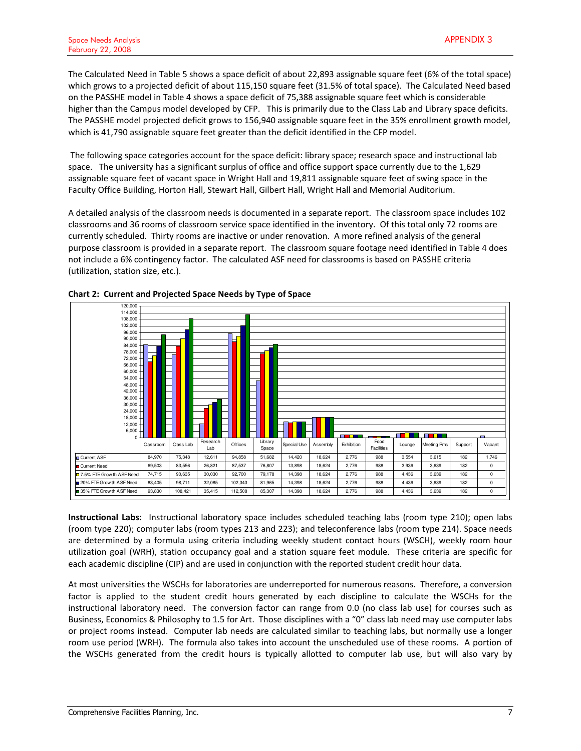The Calculated Need in Table 5 shows a space deficit of about 22,893 assignable square feet (6% of the total space) which grows to a projected deficit of about 115,150 square feet (31.5% of total space). The Calculated Need based on the PASSHE model in Table 4 shows a space deficit of 75,388 assignable square feet which is considerable higher than the Campus model developed by CFP. This is primarily due to the Class Lab and Library space deficits. The PASSHE model projected deficit grows to 156,940 assignable square feet in the 35% enrollment growth model, which is 41,790 assignable square feet greater than the deficit identified in the CFP model.

The following space categories account for the space deficit: library space; research space and instructional lab space. The university has a significant surplus of office and office support space currently due to the 1,629 assignable square feet of vacant space in Wright Hall and 19,811 assignable square feet of swing space in the Faculty Office Building, Horton Hall, Stewart Hall, Gilbert Hall, Wright Hall and Memorial Auditorium.

A detailed analysis of the classroom needs is documented in a separate report. The classroom space includes 102 classrooms and 36 rooms of classroom service space identified in the inventory. Of this total only 72 rooms are currently scheduled. Thirty rooms are inactive or under renovation. A more refined analysis of the general purpose classroom is provided in a separate report. The classroom square footage need identified in Table 4 does not include a 6% contingency factor. The calculated ASF need for classrooms is based on PASSHE criteria (utilization, station size, etc.).

**Chart 2: Current and Projected Space Needs by Type of Space**

120,000
114,000
108,000
102,000
96,000
90,000
84,000
78,000
72,000
66,000
60,000
54,000
48,000
42,000
36,000
30,000
24,000
18,000
12,000
6,000
0

| | Classroom | Class Lab | Research Lab | Offices | Library Space | Special Use | Assembly | Exhibition | Food Facilities | Lounge | Meeting Rms | Support | Vacant |
|---|---|---|---|---|---|---|---|---|---|---|---|---|---|
| Current ASF | 84,970 | 75,348 | 12,611 | 94,858 | 51,682 | 14,420 | 18,624 | 2,776 | 988 | 3,554 | 3,615 | 182 | 1,746 |
| Current Need | 69,503 | 83,556 | 26,821 | 87,537 | 76,807 | 13,898 | 18,624 | 2,776 | 988 | 3,936 | 3,639 | 182 | 0 |
| 7.5% FTE Growth ASF Need | 74,715 | 90,635 | 30,030 | 92,700 | 79,178 | 14,398 | 18,624 | 2,776 | 988 | 4,436 | 3,639 | 182 | 0 |
| 20% FTE Growth ASF Need | 83,405 | 98,711 | 32,085 | 102,343 | 81,965 | 14,398 | 18,624 | 2,776 | 988 | 4,436 | 3,639 | 182 | 0 |
| 35% FTE Growth ASF Need | 93,830 | 108,421 | 35,415 | 112,508 | 85,307 | 14,398 | 18,624 | 2,776 | 988 | 4,436 | 3,639 | 182 | 0 |

**Instructional Labs:** Instructional laboratory space includes scheduled teaching labs (room type 210); open labs (room type 220); computer labs (room types 213 and 223); and teleconference labs (room type 214). Space needs are determined by a formula using criteria including weekly student contact hours (WSCH), weekly room hour utilization goal (WRH), station occupancy goal and a station square feet module. These criteria are specific for each academic discipline (CIP) and are used in conjunction with the reported student credit hour data.

At most universities the WSCHs for laboratories are underreported for numerous reasons. Therefore, a conversion factor is applied to the student credit hours generated by each discipline to calculate the WSCHs for the instructional laboratory need. The conversion factor can range from 0.0 (no class lab use) for courses such as Business, Economics & Philosophy to 1.5 for Art. Those disciplines with a "0" class lab need may use computer labs or project rooms instead. Computer lab needs are calculated similar to teaching labs, but normally use a longer room use period (WRH). The formula also takes into account the unscheduled use of these rooms. A portion of the WSCHs generated from the credit hours is typically allotted to computer lab use, but will also vary by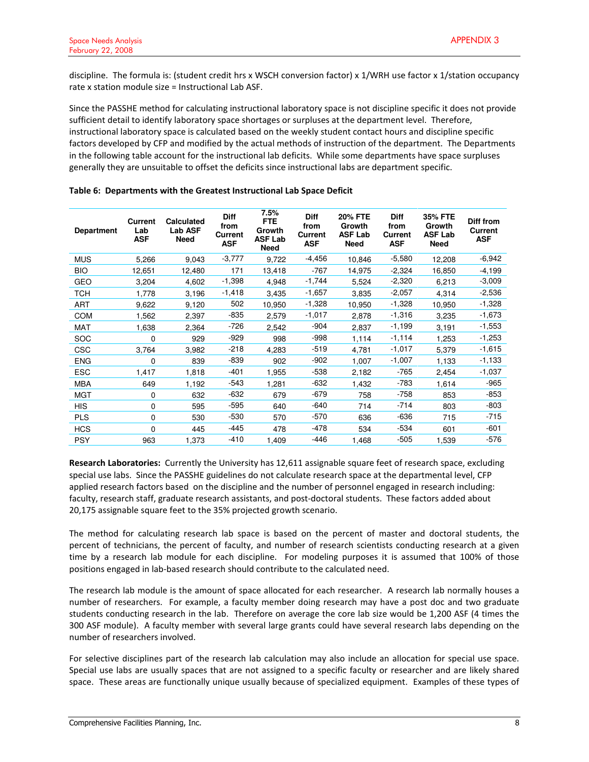discipline. The formula is: (student credit hrs x WSCH conversion factor) x 1/WRH use factor x 1/station occupancy rate x station module size = Instructional Lab ASF.

Since the PASSHE method for calculating instructional laboratory space is not discipline specific it does not provide sufficient detail to identify laboratory space shortages or surpluses at the department level. Therefore, instructional laboratory space is calculated based on the weekly student contact hours and discipline specific factors developed by CFP and modified by the actual methods of instruction of the department. The Departments in the following table account for the instructional lab deficits. While some departments have space surpluses generally they are unsuitable to offset the deficits since instructional labs are department specific.

**Table 6: Departments with the Greatest Instructional Lab Space Deficit**

| Department | Current Lab ASF | Calculated Lab ASF Need | Diff from Current ASF | 7.5% FTE Growth ASF Lab Need | Diff from Current ASF | 20% FTE Growth ASF Lab Need | Diff from Current ASF | 35% FTE Growth ASF Lab Need | Diff from Current ASF |
|---|---|---|---|---|---|---|---|---|---|
| MUS | 5,266 | 9,043 | -3,777 | 9,722 | -4,456 | 10,846 | -5,580 | 12,208 | -6,942 |
| BIO | 12,651 | 12,480 | 171 | 13,418 | -767 | 14,975 | -2,324 | 16,850 | -4,199 |
| GEO | 3,204 | 4,602 | -1,398 | 4,948 | -1,744 | 5,524 | -2,320 | 6,213 | -3,009 |
| TCH | 1,778 | 3,196 | -1,418 | 3,435 | -1,657 | 3,835 | -2,057 | 4,314 | -2,536 |
| ART | 9,622 | 9,120 | 502 | 10,950 | -1,328 | 10,950 | -1,328 | 10,950 | -1,328 |
| COM | 1,562 | 2,397 | -835 | 2,579 | -1,017 | 2,878 | -1,316 | 3,235 | -1,673 |
| MAT | 1,638 | 2,364 | -726 | 2,542 | -904 | 2,837 | -1,199 | 3,191 | -1,553 |
| SOC | 0 | 929 | -929 | 998 | -998 | 1,114 | -1,114 | 1,253 | -1,253 |
| CSC | 3,764 | 3,982 | -218 | 4,283 | -519 | 4,781 | -1,017 | 5,379 | -1,615 |
| ENG | 0 | 839 | -839 | 902 | -902 | 1,007 | -1,007 | 1,133 | -1,133 |
| ESC | 1,417 | 1,818 | -401 | 1,955 | -538 | 2,182 | -765 | 2,454 | -1,037 |
| MBA | 649 | 1,192 | -543 | 1,281 | -632 | 1,432 | -783 | 1,614 | -965 |
| MGT | 0 | 632 | -632 | 679 | -679 | 758 | -758 | 853 | -853 |
| HIS | 0 | 595 | -595 | 640 | -640 | 714 | -714 | 803 | -803 |
| PLS | 0 | 530 | -530 | 570 | -570 | 636 | -636 | 715 | -715 |
| HCS | 0 | 445 | -445 | 478 | -478 | 534 | -534 | 601 | -601 |
| PSY | 963 | 1,373 | -410 | 1,409 | -446 | 1,468 | -505 | 1,539 | -576 |

**Research Laboratories:** Currently the University has 12,611 assignable square feet of research space, excluding special use labs. Since the PASSHE guidelines do not calculate research space at the departmental level, CFP applied research factors based on the discipline and the number of personnel engaged in research including: faculty, research staff, graduate research assistants, and post-doctoral students. These factors added about 20,175 assignable square feet to the 35% projected growth scenario.

The method for calculating research lab space is based on the percent of master and doctoral students, the percent of technicians, the percent of faculty, and number of research scientists conducting research at a given time by a research lab module for each discipline. For modeling purposes it is assumed that 100% of those positions engaged in lab-based research should contribute to the calculated need.

The research lab module is the amount of space allocated for each researcher. A research lab normally houses a number of researchers. For example, a faculty member doing research may have a post doc and two graduate students conducting research in the lab. Therefore on average the core lab size would be 1,200 ASF (4 times the 300 ASF module). A faculty member with several large grants could have several research labs depending on the number of researchers involved.

For selective disciplines part of the research lab calculation may also include an allocation for special use space. Special use labs are usually spaces that are not assigned to a specific faculty or researcher and are likely shared space. These areas are functionally unique usually because of specialized equipment. Examples of these types of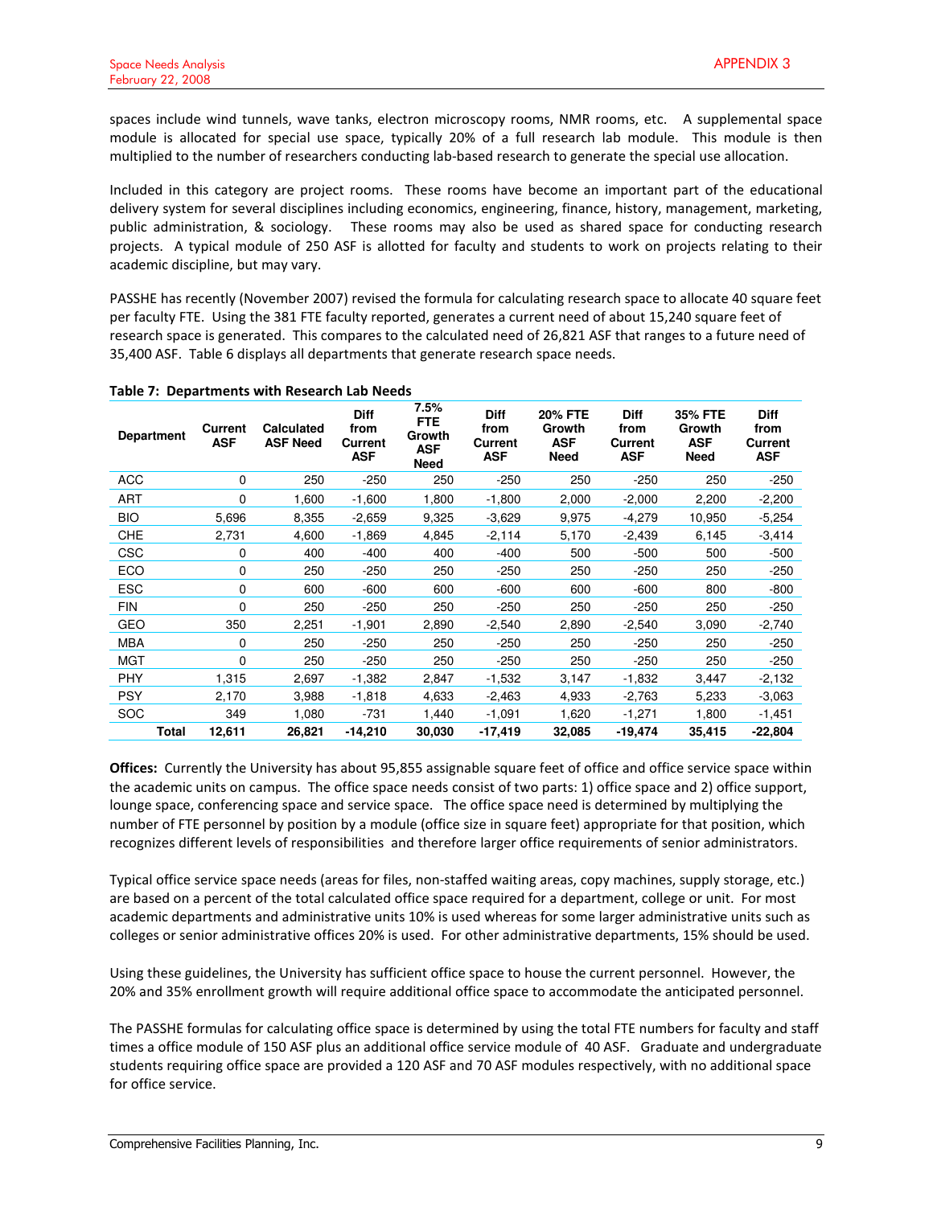spaces include wind tunnels, wave tanks, electron microscopy rooms, NMR rooms, etc. A supplemental space module is allocated for special use space, typically 20% of a full research lab module. This module is then multiplied to the number of researchers conducting lab-based research to generate the special use allocation.

Included in this category are project rooms. These rooms have become an important part of the educational delivery system for several disciplines including economics, engineering, finance, history, management, marketing, public administration, & sociology. These rooms may also be used as shared space for conducting research projects. A typical module of 250 ASF is allotted for faculty and students to work on projects relating to their academic discipline, but may vary.

PASSHE has recently (November 2007) revised the formula for calculating research space to allocate 40 square feet per faculty FTE. Using the 381 FTE faculty reported, generates a current need of about 15,240 square feet of research space is generated. This compares to the calculated need of 26,821 ASF that ranges to a future need of 35,400 ASF. Table 6 displays all departments that generate research space needs.

**Table 7: Departments with Research Lab Needs**

| Department | Current ASF | Calculated ASF Need | Diff from Current ASF | 7.5% FTE Growth ASF Need | Diff from Current ASF | 20% FTE Growth ASF Need | Diff from Current ASF | 35% FTE Growth ASF Need | Diff from Current ASF |
|---|---|---|---|---|---|---|---|---|---|
| ACC | 0 | 250 | -250 | 250 | -250 | 250 | -250 | 250 | -250 |
| ART | 0 | 1,600 | -1,600 | 1,800 | -1,800 | 2,000 | -2,000 | 2,200 | -2,200 |
| BIO | 5,696 | 8,355 | -2,659 | 9,325 | -3,629 | 9,975 | -4,279 | 10,950 | -5,254 |
| CHE | 2,731 | 4,600 | -1,869 | 4,845 | -2,114 | 5,170 | -2,439 | 6,145 | -3,414 |
| CSC | 0 | 400 | -400 | 400 | -400 | 500 | -500 | 500 | -500 |
| ECO | 0 | 250 | -250 | 250 | -250 | 250 | -250 | 250 | -250 |
| ESC | 0 | 600 | -600 | 600 | -600 | 600 | -600 | 800 | -800 |
| FIN | 0 | 250 | -250 | 250 | -250 | 250 | -250 | 250 | -250 |
| GEO | 350 | 2,251 | -1,901 | 2,890 | -2,540 | 2,890 | -2,540 | 3,090 | -2,740 |
| MBA | 0 | 250 | -250 | 250 | -250 | 250 | -250 | 250 | -250 |
| MGT | 0 | 250 | -250 | 250 | -250 | 250 | -250 | 250 | -250 |
| PHY | 1,315 | 2,697 | -1,382 | 2,847 | -1,532 | 3,147 | -1,832 | 3,447 | -2,132 |
| PSY | 2,170 | 3,988 | -1,818 | 4,633 | -2,463 | 4,933 | -2,763 | 5,233 | -3,063 |
| SOC | 349 | 1,080 | -731 | 1,440 | -1,091 | 1,620 | -1,271 | 1,800 | -1,451 |
| **Total** | **12,611** | **26,821** | **-14,210** | **30,030** | **-17,419** | **32,085** | **-19,474** | **35,415** | **-22,804** |

**Offices:** Currently the University has about 95,855 assignable square feet of office and office service space within the academic units on campus. The office space needs consist of two parts: 1) office space and 2) office support, lounge space, conferencing space and service space. The office space need is determined by multiplying the number of FTE personnel by position by a module (office size in square feet) appropriate for that position, which recognizes different levels of responsibilities and therefore larger office requirements of senior administrators.

Typical office service space needs (areas for files, non-staffed waiting areas, copy machines, supply storage, etc.) are based on a percent of the total calculated office space required for a department, college or unit. For most academic departments and administrative units 10% is used whereas for some larger administrative units such as colleges or senior administrative offices 20% is used. For other administrative departments, 15% should be used.

Using these guidelines, the University has sufficient office space to house the current personnel. However, the 20% and 35% enrollment growth will require additional office space to accommodate the anticipated personnel.

The PASSHE formulas for calculating office space is determined by using the total FTE numbers for faculty and staff times a office module of 150 ASF plus an additional office service module of 40 ASF. Graduate and undergraduate students requiring office space are provided a 120 ASF and 70 ASF modules respectively, with no additional space for office service.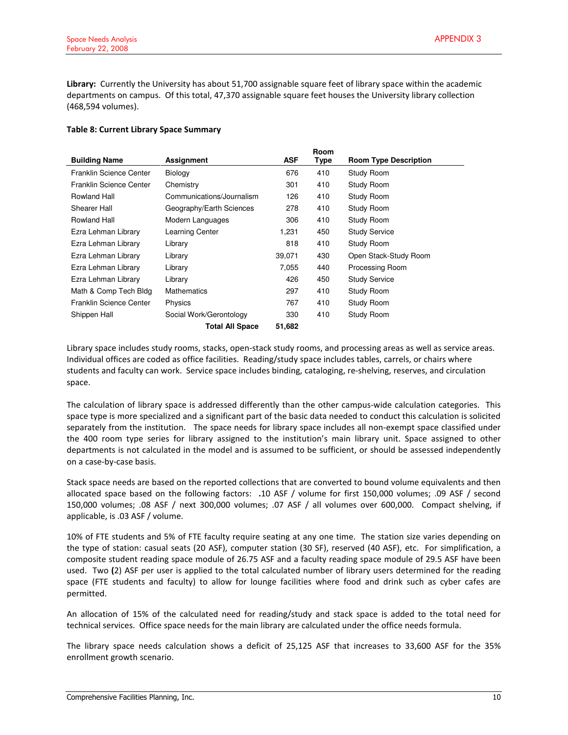**Library:** Currently the University has about 51,700 assignable square feet of library space within the academic departments on campus. Of this total, 47,370 assignable square feet houses the University library collection (468,594 volumes).

**Table 8: Current Library Space Summary**

| Building Name | Assignment | ASF | Room Type | Room Type Description |
|---|---|---|---|---|
| Franklin Science Center | Biology | 676 | 410 | Study Room |
| Franklin Science Center | Chemistry | 301 | 410 | Study Room |
| Rowland Hall | Communications/Journalism | 126 | 410 | Study Room |
| Shearer Hall | Geography/Earth Sciences | 278 | 410 | Study Room |
| Rowland Hall | Modern Languages | 306 | 410 | Study Room |
| Ezra Lehman Library | Learning Center | 1,231 | 450 | Study Service |
| Ezra Lehman Library | Library | 818 | 410 | Study Room |
| Ezra Lehman Library | Library | 39,071 | 430 | Open Stack-Study Room |
| Ezra Lehman Library | Library | 7,055 | 440 | Processing Room |
| Ezra Lehman Library | Library | 426 | 450 | Study Service |
| Math & Comp Tech Bldg | Mathematics | 297 | 410 | Study Room |
| Franklin Science Center | Physics | 767 | 410 | Study Room |
| Shippen Hall | Social Work/Gerontology | 330 | 410 | Study Room |
| | **Total All Space** | **51,682** | | |

Library space includes study rooms, stacks, open-stack study rooms, and processing areas as well as service areas. Individual offices are coded as office facilities. Reading/study space includes tables, carrels, or chairs where students and faculty can work. Service space includes binding, cataloging, re-shelving, reserves, and circulation space.

The calculation of library space is addressed differently than the other campus-wide calculation categories. This space type is more specialized and a significant part of the basic data needed to conduct this calculation is solicited separately from the institution. The space needs for library space includes all non-exempt space classified under the 400 room type series for library assigned to the institution's main library unit. Space assigned to other departments is not calculated in the model and is assumed to be sufficient, or should be assessed independently on a case-by-case basis.

Stack space needs are based on the reported collections that are converted to bound volume equivalents and then allocated space based on the following factors: **.**10 ASF / volume for first 150,000 volumes; .09 ASF / second 150,000 volumes; .08 ASF / next 300,000 volumes; .07 ASF / all volumes over 600,000. Compact shelving, if applicable, is .03 ASF / volume.

10% of FTE students and 5% of FTE faculty require seating at any one time. The station size varies depending on the type of station: casual seats (20 ASF), computer station (30 SF), reserved (40 ASF), etc. For simplification, a composite student reading space module of 26.75 ASF and a faculty reading space module of 29.5 ASF have been used. Two **(**2) ASF per user is applied to the total calculated number of library users determined for the reading space (FTE students and faculty) to allow for lounge facilities where food and drink such as cyber cafes are permitted.

An allocation of 15% of the calculated need for reading/study and stack space is added to the total need for technical services. Office space needs for the main library are calculated under the office needs formula.

The library space needs calculation shows a deficit of 25,125 ASF that increases to 33,600 ASF for the 35% enrollment growth scenario.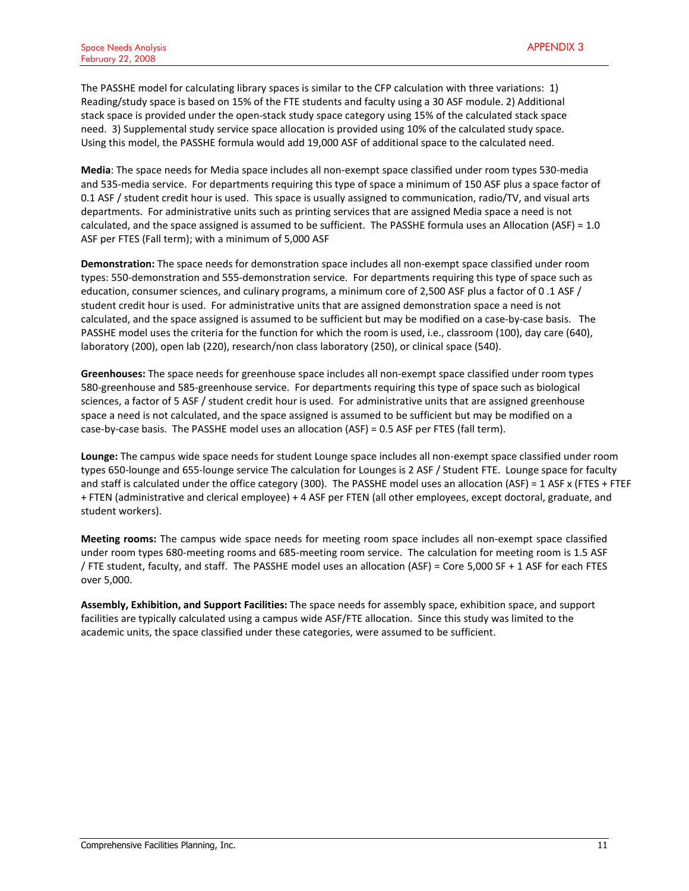The PASSHE model for calculating library spaces is similar to the CFP calculation with three variations: 1) Reading/study space is based on 15% of the FTE students and faculty using a 30 ASF module. 2) Additional stack space is provided under the open-stack study space category using 15% of the calculated stack space need. 3) Supplemental study service space allocation is provided using 10% of the calculated study space. Using this model, the PASSHE formula would add 19,000 ASF of additional space to the calculated need.

**Media**: The space needs for Media space includes all non-exempt space classified under room types 530-media and 535-media service. For departments requiring this type of space a minimum of 150 ASF plus a space factor of 0.1 ASF / student credit hour is used. This space is usually assigned to communication, radio/TV, and visual arts departments. For administrative units such as printing services that are assigned Media space a need is not calculated, and the space assigned is assumed to be sufficient. The PASSHE formula uses an Allocation (ASF) = 1.0 ASF per FTES (Fall term); with a minimum of 5,000 ASF

**Demonstration:** The space needs for demonstration space includes all non-exempt space classified under room types: 550-demonstration and 555-demonstration service. For departments requiring this type of space such as education, consumer sciences, and culinary programs, a minimum core of 2,500 ASF plus a factor of 0 .1 ASF / student credit hour is used. For administrative units that are assigned demonstration space a need is not calculated, and the space assigned is assumed to be sufficient but may be modified on a case-by-case basis. The PASSHE model uses the criteria for the function for which the room is used, i.e., classroom (100), day care (640), laboratory (200), open lab (220), research/non class laboratory (250), or clinical space (540).

**Greenhouses:** The space needs for greenhouse space includes all non-exempt space classified under room types 580-greenhouse and 585-greenhouse service. For departments requiring this type of space such as biological sciences, a factor of 5 ASF / student credit hour is used. For administrative units that are assigned greenhouse space a need is not calculated, and the space assigned is assumed to be sufficient but may be modified on a case-by-case basis. The PASSHE model uses an allocation (ASF) = 0.5 ASF per FTES (fall term).

**Lounge:** The campus wide space needs for student Lounge space includes all non-exempt space classified under room types 650-lounge and 655-lounge service The calculation for Lounges is 2 ASF / Student FTE. Lounge space for faculty and staff is calculated under the office category (300). The PASSHE model uses an allocation (ASF) = 1 ASF x (FTES + FTEF + FTEN (administrative and clerical employee) + 4 ASF per FTEN (all other employees, except doctoral, graduate, and student workers).

**Meeting rooms:** The campus wide space needs for meeting room space includes all non-exempt space classified under room types 680-meeting rooms and 685-meeting room service. The calculation for meeting room is 1.5 ASF / FTE student, faculty, and staff. The PASSHE model uses an allocation (ASF) = Core 5,000 SF + 1 ASF for each FTES over 5,000.

**Assembly, Exhibition, and Support Facilities:** The space needs for assembly space, exhibition space, and support facilities are typically calculated using a campus wide ASF/FTE allocation. Since this study was limited to the academic units, the space classified under these categories, were assumed to be sufficient.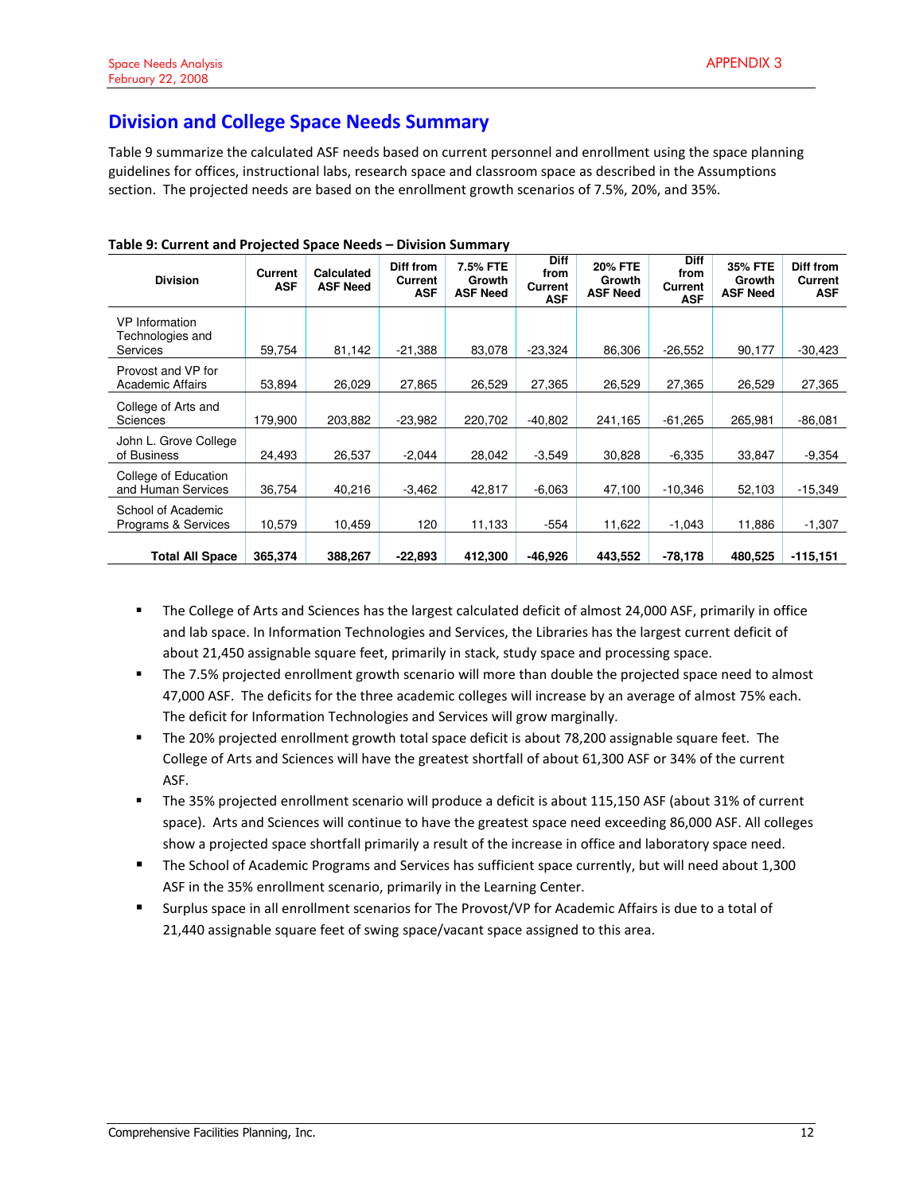## Division and College Space Needs Summary

Table 9 summarize the calculated ASF needs based on current personnel and enrollment using the space planning guidelines for offices, instructional labs, research space and classroom space as described in the Assumptions section. The projected needs are based on the enrollment growth scenarios of 7.5%, 20%, and 35%.

**Table 9: Current and Projected Space Needs – Division Summary**

| Division | Current ASF | Calculated ASF Need | Diff from Current ASF | 7.5% FTE Growth ASF Need | Diff from Current ASF | 20% FTE Growth ASF Need | Diff from Current ASF | 35% FTE Growth ASF Need | Diff from Current ASF |
|---|---|---|---|---|---|---|---|---|---|
| VP Information Technologies and Services | 59,754 | 81,142 | -21,388 | 83,078 | -23,324 | 86,306 | -26,552 | 90,177 | -30,423 |
| Provost and VP for Academic Affairs | 53,894 | 26,029 | 27,865 | 26,529 | 27,365 | 26,529 | 27,365 | 26,529 | 27,365 |
| College of Arts and Sciences | 179,900 | 203,882 | -23,982 | 220,702 | -40,802 | 241,165 | -61,265 | 265,981 | -86,081 |
| John L. Grove College of Business | 24,493 | 26,537 | -2,044 | 28,042 | -3,549 | 30,828 | -6,335 | 33,847 | -9,354 |
| College of Education and Human Services | 36,754 | 40,216 | -3,462 | 42,817 | -6,063 | 47,100 | -10,346 | 52,103 | -15,349 |
| School of Academic Programs & Services | 10,579 | 10,459 | 120 | 11,133 | -554 | 11,622 | -1,043 | 11,886 | -1,307 |
| **Total All Space** | **365,374** | **388,267** | **-22,893** | **412,300** | **-46,926** | **443,552** | **-78,178** | **480,525** | **-115,151** |

- The College of Arts and Sciences has the largest calculated deficit of almost 24,000 ASF, primarily in office and lab space. In Information Technologies and Services, the Libraries has the largest current deficit of about 21,450 assignable square feet, primarily in stack, study space and processing space.
- The 7.5% projected enrollment growth scenario will more than double the projected space need to almost 47,000 ASF. The deficits for the three academic colleges will increase by an average of almost 75% each. The deficit for Information Technologies and Services will grow marginally.
- The 20% projected enrollment growth total space deficit is about 78,200 assignable square feet. The College of Arts and Sciences will have the greatest shortfall of about 61,300 ASF or 34% of the current ASF.
- The 35% projected enrollment scenario will produce a deficit is about 115,150 ASF (about 31% of current space). Arts and Sciences will continue to have the greatest space need exceeding 86,000 ASF. All colleges show a projected space shortfall primarily a result of the increase in office and laboratory space need.
- The School of Academic Programs and Services has sufficient space currently, but will need about 1,300 ASF in the 35% enrollment scenario, primarily in the Learning Center.
- Surplus space in all enrollment scenarios for The Provost/VP for Academic Affairs is due to a total of 21,440 assignable square feet of swing space/vacant space assigned to this area.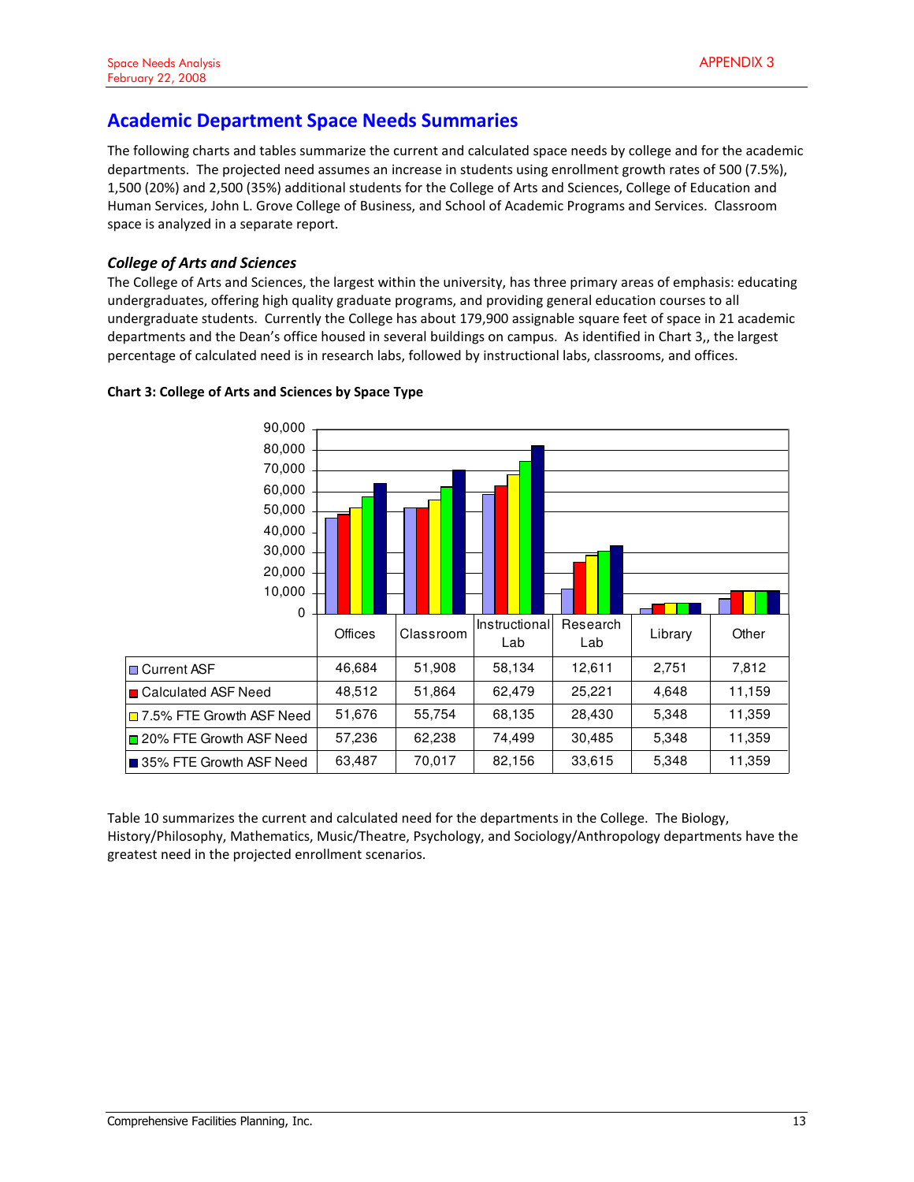## Academic Department Space Needs Summaries

The following charts and tables summarize the current and calculated space needs by college and for the academic departments. The projected need assumes an increase in students using enrollment growth rates of 500 (7.5%), 1,500 (20%) and 2,500 (35%) additional students for the College of Arts and Sciences, College of Education and Human Services, John L. Grove College of Business, and School of Academic Programs and Services. Classroom space is analyzed in a separate report.

### *College of Arts and Sciences*

The College of Arts and Sciences, the largest within the university, has three primary areas of emphasis: educating undergraduates, offering high quality graduate programs, and providing general education courses to all undergraduate students. Currently the College has about 179,900 assignable square feet of space in 21 academic departments and the Dean's office housed in several buildings on campus. As identified in Chart 3,, the largest percentage of calculated need is in research labs, followed by instructional labs, classrooms, and offices.

**Chart 3: College of Arts and Sciences by Space Type**

90,000
80,000
70,000
60,000
50,000
40,000
30,000
20,000
10,000
0

| | Offices | Classroom | Instructional Lab | Research Lab | Library | Other |
|---|---|---|---|---|---|---|
| Current ASF | 46,684 | 51,908 | 58,134 | 12,611 | 2,751 | 7,812 |
| Calculated ASF Need | 48,512 | 51,864 | 62,479 | 25,221 | 4,648 | 11,159 |
| 7.5% FTE Growth ASF Need | 51,676 | 55,754 | 68,135 | 28,430 | 5,348 | 11,359 |
| 20% FTE Growth ASF Need | 57,236 | 62,238 | 74,499 | 30,485 | 5,348 | 11,359 |
| 35% FTE Growth ASF Need | 63,487 | 70,017 | 82,156 | 33,615 | 5,348 | 11,359 |

Table 10 summarizes the current and calculated need for the departments in the College. The Biology, History/Philosophy, Mathematics, Music/Theatre, Psychology, and Sociology/Anthropology departments have the greatest need in the projected enrollment scenarios.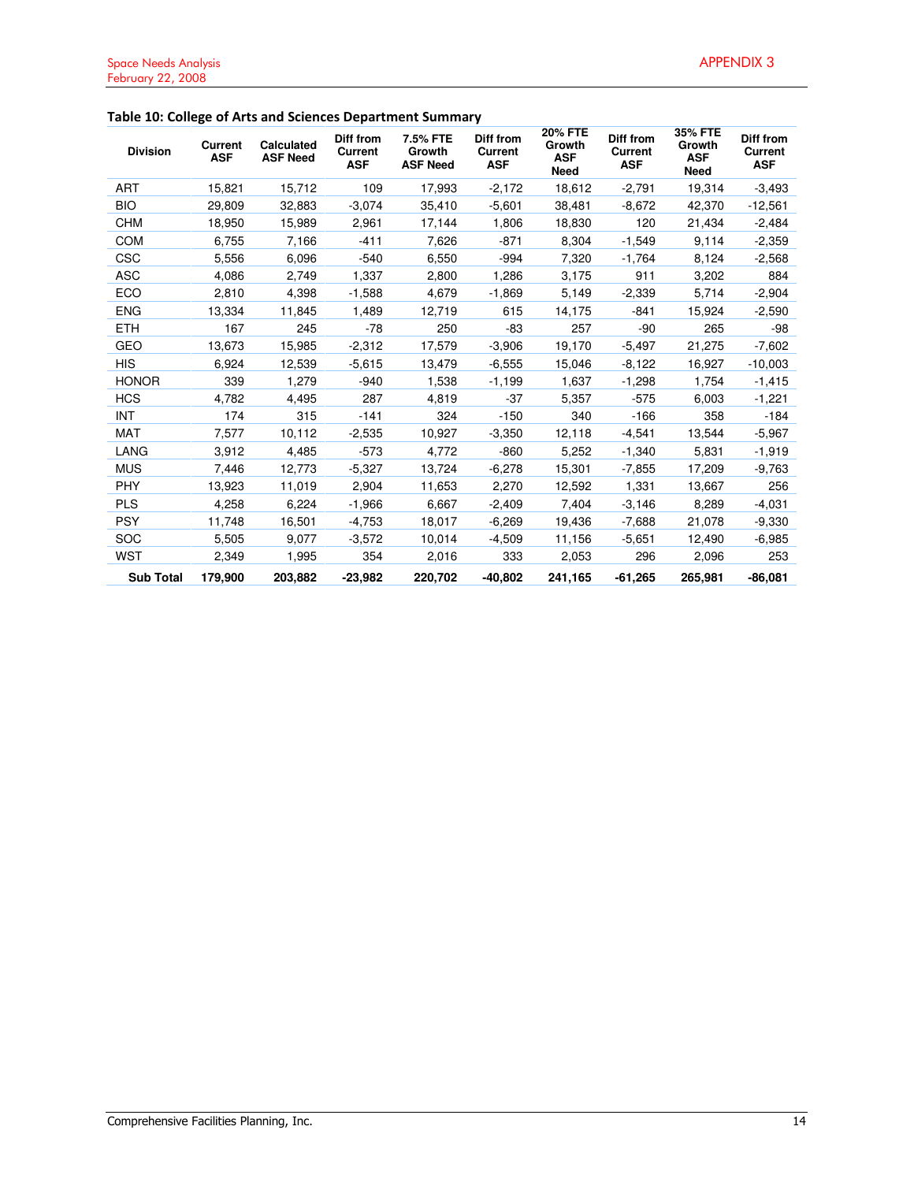### Table 10: College of Arts and Sciences Department Summary

| Division | Current ASF | Calculated ASF Need | Diff from Current ASF | 7.5% FTE Growth ASF Need | Diff from Current ASF | 20% FTE Growth ASF Need | Diff from Current ASF | 35% FTE Growth ASF Need | Diff from Current ASF |
|---|---|---|---|---|---|---|---|---|---|
| ART | 15,821 | 15,712 | 109 | 17,993 | -2,172 | 18,612 | -2,791 | 19,314 | -3,493 |
| BIO | 29,809 | 32,883 | -3,074 | 35,410 | -5,601 | 38,481 | -8,672 | 42,370 | -12,561 |
| CHM | 18,950 | 15,989 | 2,961 | 17,144 | 1,806 | 18,830 | 120 | 21,434 | -2,484 |
| COM | 6,755 | 7,166 | -411 | 7,626 | -871 | 8,304 | -1,549 | 9,114 | -2,359 |
| CSC | 5,556 | 6,096 | -540 | 6,550 | -994 | 7,320 | -1,764 | 8,124 | -2,568 |
| ASC | 4,086 | 2,749 | 1,337 | 2,800 | 1,286 | 3,175 | 911 | 3,202 | 884 |
| ECO | 2,810 | 4,398 | -1,588 | 4,679 | -1,869 | 5,149 | -2,339 | 5,714 | -2,904 |
| ENG | 13,334 | 11,845 | 1,489 | 12,719 | 615 | 14,175 | -841 | 15,924 | -2,590 |
| ETH | 167 | 245 | -78 | 250 | -83 | 257 | -90 | 265 | -98 |
| GEO | 13,673 | 15,985 | -2,312 | 17,579 | -3,906 | 19,170 | -5,497 | 21,275 | -7,602 |
| HIS | 6,924 | 12,539 | -5,615 | 13,479 | -6,555 | 15,046 | -8,122 | 16,927 | -10,003 |
| HONOR | 339 | 1,279 | -940 | 1,538 | -1,199 | 1,637 | -1,298 | 1,754 | -1,415 |
| HCS | 4,782 | 4,495 | 287 | 4,819 | -37 | 5,357 | -575 | 6,003 | -1,221 |
| INT | 174 | 315 | -141 | 324 | -150 | 340 | -166 | 358 | -184 |
| MAT | 7,577 | 10,112 | -2,535 | 10,927 | -3,350 | 12,118 | -4,541 | 13,544 | -5,967 |
| LANG | 3,912 | 4,485 | -573 | 4,772 | -860 | 5,252 | -1,340 | 5,831 | -1,919 |
| MUS | 7,446 | 12,773 | -5,327 | 13,724 | -6,278 | 15,301 | -7,855 | 17,209 | -9,763 |
| PHY | 13,923 | 11,019 | 2,904 | 11,653 | 2,270 | 12,592 | 1,331 | 13,667 | 256 |
| PLS | 4,258 | 6,224 | -1,966 | 6,667 | -2,409 | 7,404 | -3,146 | 8,289 | -4,031 |
| PSY | 11,748 | 16,501 | -4,753 | 18,017 | -6,269 | 19,436 | -7,688 | 21,078 | -9,330 |
| SOC | 5,505 | 9,077 | -3,572 | 10,014 | -4,509 | 11,156 | -5,651 | 12,490 | -6,985 |
| WST | 2,349 | 1,995 | 354 | 2,016 | 333 | 2,053 | 296 | 2,096 | 253 |
| **Sub Total** | **179,900** | **203,882** | **-23,982** | **220,702** | **-40,802** | **241,165** | **-61,265** | **265,981** | **-86,081** |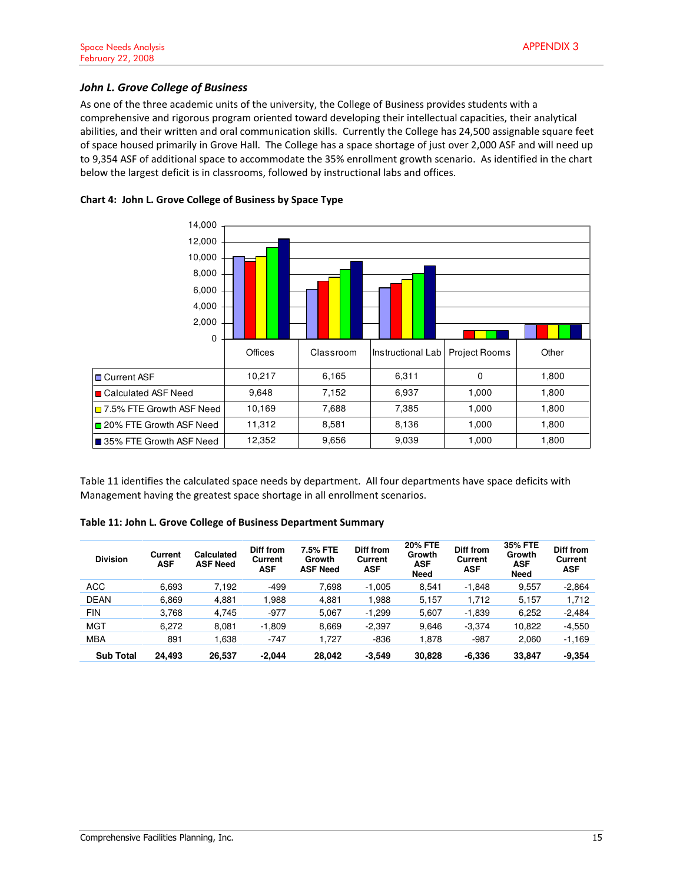### *John L. Grove College of Business*

As one of the three academic units of the university, the College of Business provides students with a comprehensive and rigorous program oriented toward developing their intellectual capacities, their analytical abilities, and their written and oral communication skills. Currently the College has 24,500 assignable square feet of space housed primarily in Grove Hall. The College has a space shortage of just over 2,000 ASF and will need up to 9,354 ASF of additional space to accommodate the 35% enrollment growth scenario. As identified in the chart below the largest deficit is in classrooms, followed by instructional labs and offices.

**Chart 4: John L. Grove College of Business by Space Type**

| | Offices | Classroom | Instructional Lab | Project Rooms | Other |
|---|---|---|---|---|---|
| Current ASF | 10,217 | 6,165 | 6,311 | 0 | 1,800 |
| Calculated ASF Need | 9,648 | 7,152 | 6,937 | 1,000 | 1,800 |
| 7.5% FTE Growth ASF Need | 10,169 | 7,688 | 7,385 | 1,000 | 1,800 |
| 20% FTE Growth ASF Need | 11,312 | 8,581 | 8,136 | 1,000 | 1,800 |
| 35% FTE Growth ASF Need | 12,352 | 9,656 | 9,039 | 1,000 | 1,800 |

Table 11 identifies the calculated space needs by department. All four departments have space deficits with Management having the greatest space shortage in all enrollment scenarios.

**Table 11: John L. Grove College of Business Department Summary**

| Division | Current ASF | Calculated ASF Need | Diff from Current ASF | 7.5% FTE Growth ASF Need | Diff from Current ASF | 20% FTE Growth ASF Need | Diff from Current ASF | 35% FTE Growth ASF Need | Diff from Current ASF |
|---|---|---|---|---|---|---|---|---|---|
| ACC | 6,693 | 7,192 | -499 | 7,698 | -1,005 | 8,541 | -1,848 | 9,557 | -2,864 |
| DEAN | 6,869 | 4,881 | 1,988 | 4,881 | 1,988 | 5,157 | 1,712 | 5,157 | 1,712 |
| FIN | 3,768 | 4,745 | -977 | 5,067 | -1,299 | 5,607 | -1,839 | 6,252 | -2,484 |
| MGT | 6,272 | 8,081 | -1,809 | 8,669 | -2,397 | 9,646 | -3,374 | 10,822 | -4,550 |
| MBA | 891 | 1,638 | -747 | 1,727 | -836 | 1,878 | -987 | 2,060 | -1,169 |
| **Sub Total** | **24,493** | **26,537** | **-2,044** | **28,042** | **-3,549** | **30,828** | **-6,336** | **33,847** | **-9,354** |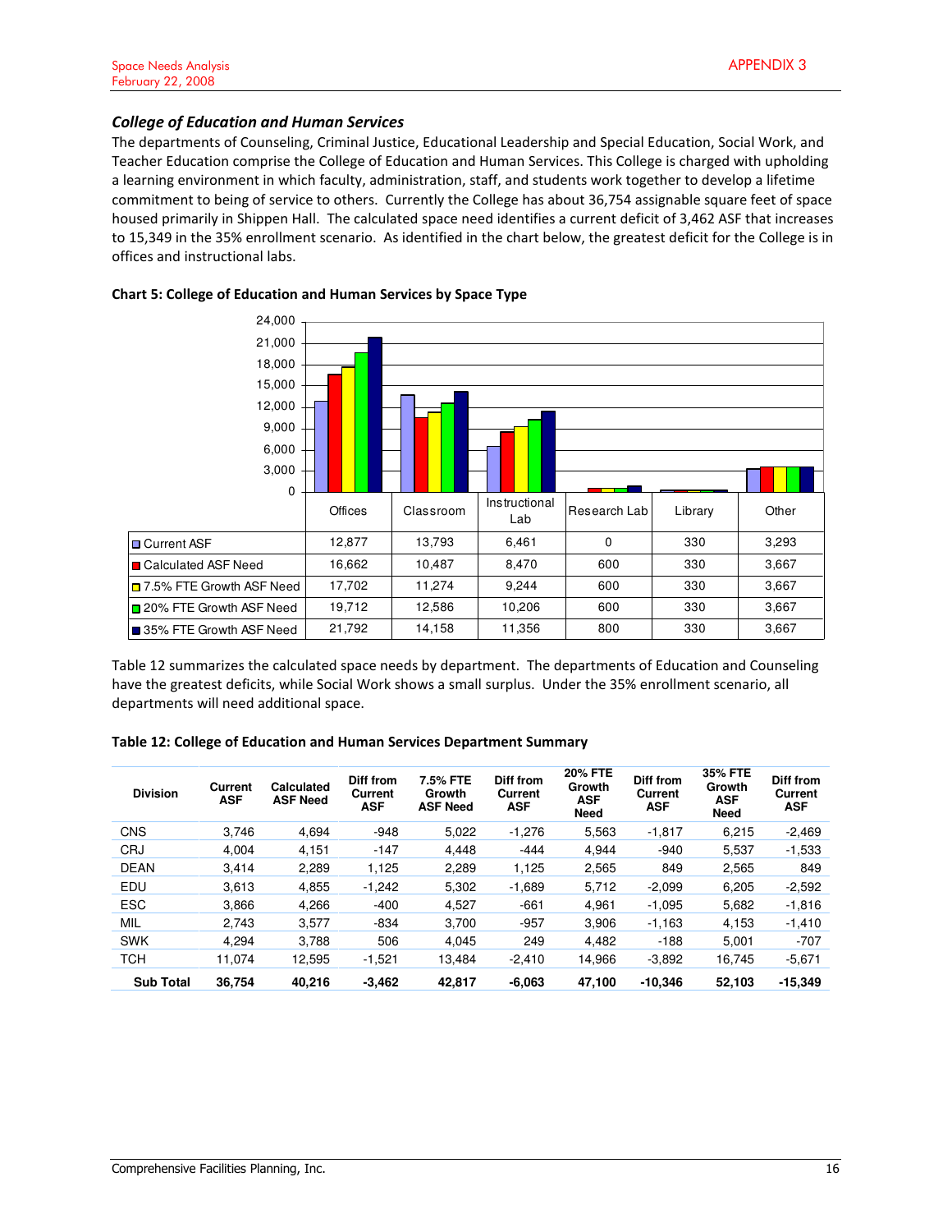### *College of Education and Human Services*

The departments of Counseling, Criminal Justice, Educational Leadership and Special Education, Social Work, and Teacher Education comprise the College of Education and Human Services. This College is charged with upholding a learning environment in which faculty, administration, staff, and students work together to develop a lifetime commitment to being of service to others. Currently the College has about 36,754 assignable square feet of space housed primarily in Shippen Hall. The calculated space need identifies a current deficit of 3,462 ASF that increases to 15,349 in the 35% enrollment scenario. As identified in the chart below, the greatest deficit for the College is in offices and instructional labs.

**Chart 5: College of Education and Human Services by Space Type**

24,000
21,000
18,000
15,000
12,000
9,000
6,000
3,000
0

| | Offices | Classroom | Instructional Lab | Research Lab | Library | Other |
|---|---|---|---|---|---|---|
| Current ASF | 12,877 | 13,793 | 6,461 | 0 | 330 | 3,293 |
| Calculated ASF Need | 16,662 | 10,487 | 8,470 | 600 | 330 | 3,667 |
| 7.5% FTE Growth ASF Need | 17,702 | 11,274 | 9,244 | 600 | 330 | 3,667 |
| 20% FTE Growth ASF Need | 19,712 | 12,586 | 10,206 | 600 | 330 | 3,667 |
| 35% FTE Growth ASF Need | 21,792 | 14,158 | 11,356 | 800 | 330 | 3,667 |

Table 12 summarizes the calculated space needs by department. The departments of Education and Counseling have the greatest deficits, while Social Work shows a small surplus. Under the 35% enrollment scenario, all departments will need additional space.

**Table 12: College of Education and Human Services Department Summary**

| Division | Current ASF | Calculated ASF Need | Diff from Current ASF | 7.5% FTE Growth ASF Need | Diff from Current ASF | 20% FTE Growth ASF Need | Diff from Current ASF | 35% FTE Growth ASF Need | Diff from Current ASF |
|---|---|---|---|---|---|---|---|---|---|
| CNS | 3,746 | 4,694 | -948 | 5,022 | -1,276 | 5,563 | -1,817 | 6,215 | -2,469 |
| CRJ | 4,004 | 4,151 | -147 | 4,448 | -444 | 4,944 | -940 | 5,537 | -1,533 |
| DEAN | 3,414 | 2,289 | 1,125 | 2,289 | 1,125 | 2,565 | 849 | 2,565 | 849 |
| EDU | 3,613 | 4,855 | -1,242 | 5,302 | -1,689 | 5,712 | -2,099 | 6,205 | -2,592 |
| ESC | 3,866 | 4,266 | -400 | 4,527 | -661 | 4,961 | -1,095 | 5,682 | -1,816 |
| MIL | 2,743 | 3,577 | -834 | 3,700 | -957 | 3,906 | -1,163 | 4,153 | -1,410 |
| SWK | 4,294 | 3,788 | 506 | 4,045 | 249 | 4,482 | -188 | 5,001 | -707 |
| TCH | 11,074 | 12,595 | -1,521 | 13,484 | -2,410 | 14,966 | -3,892 | 16,745 | -5,671 |
| **Sub Total** | **36,754** | **40,216** | **-3,462** | **42,817** | **-6,063** | **47,100** | **-10,346** | **52,103** | **-15,349** |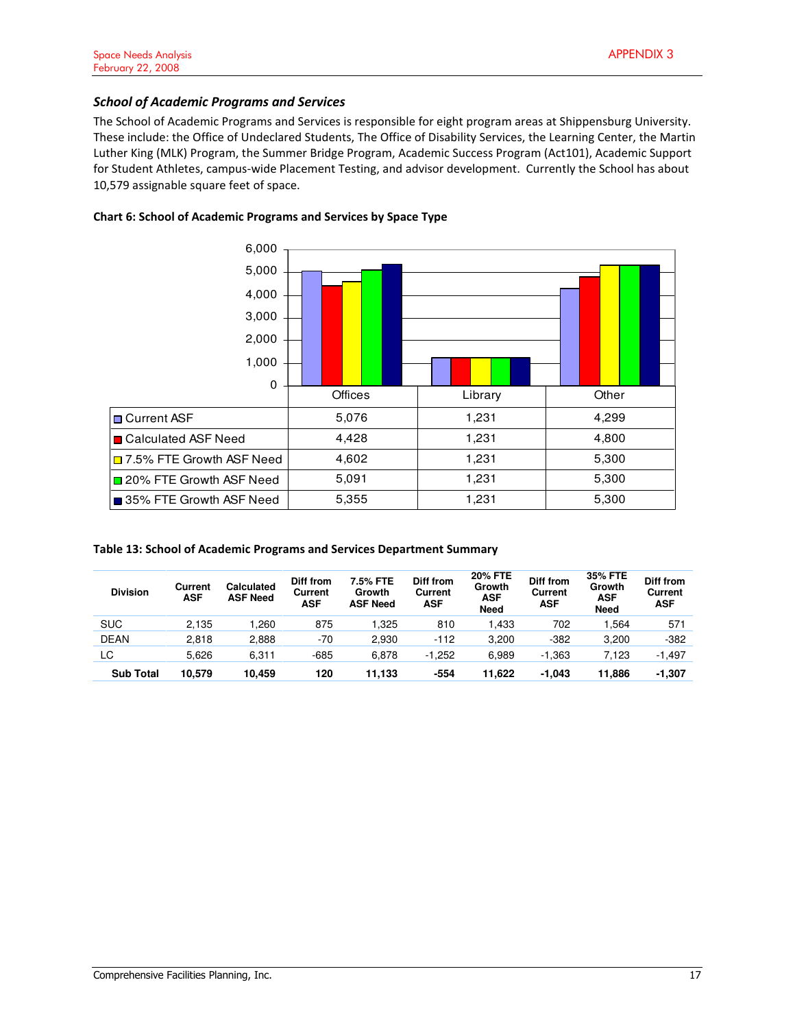### School of Academic Programs and Services

The School of Academic Programs and Services is responsible for eight program areas at Shippensburg University. These include: the Office of Undeclared Students, The Office of Disability Services, the Learning Center, the Martin Luther King (MLK) Program, the Summer Bridge Program, Academic Success Program (Act101), Academic Support for Student Athletes, campus-wide Placement Testing, and advisor development. Currently the School has about 10,579 assignable square feet of space.

**Chart 6: School of Academic Programs and Services by Space Type**

| | Offices | Library | Other |
|---|---|---|---|
| Current ASF | 5,076 | 1,231 | 4,299 |
| Calculated ASF Need | 4,428 | 1,231 | 4,800 |
| 7.5% FTE Growth ASF Need | 4,602 | 1,231 | 5,300 |
| 20% FTE Growth ASF Need | 5,091 | 1,231 | 5,300 |
| 35% FTE Growth ASF Need | 5,355 | 1,231 | 5,300 |

**Table 13: School of Academic Programs and Services Department Summary**

| Division | Current ASF | Calculated ASF Need | Diff from Current ASF | 7.5% FTE Growth ASF Need | Diff from Current ASF | 20% FTE Growth ASF Need | Diff from Current ASF | 35% FTE Growth ASF Need | Diff from Current ASF |
|---|---|---|---|---|---|---|---|---|---|
| SUC | 2,135 | 1,260 | 875 | 1,325 | 810 | 1,433 | 702 | 1,564 | 571 |
| DEAN | 2,818 | 2,888 | -70 | 2,930 | -112 | 3,200 | -382 | 3,200 | -382 |
| LC | 5,626 | 6,311 | -685 | 6,878 | -1,252 | 6,989 | -1,363 | 7,123 | -1,497 |
| **Sub Total** | **10,579** | **10,459** | **120** | **11,133** | **-554** | **11,622** | **-1,043** | **11,886** | **-1,307** |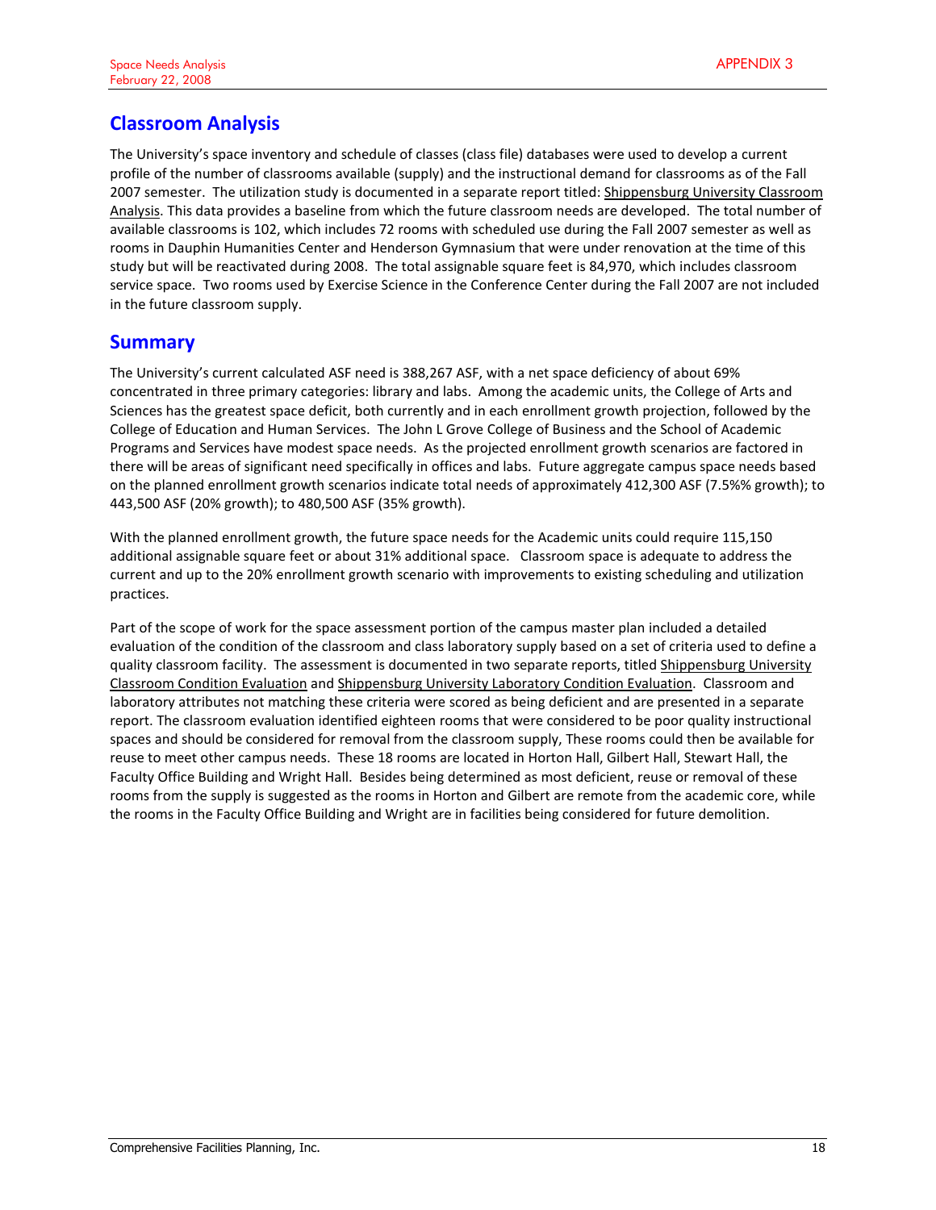## Classroom Analysis

The University's space inventory and schedule of classes (class file) databases were used to develop a current profile of the number of classrooms available (supply) and the instructional demand for classrooms as of the Fall 2007 semester. The utilization study is documented in a separate report titled: Shippensburg University Classroom Analysis. This data provides a baseline from which the future classroom needs are developed. The total number of available classrooms is 102, which includes 72 rooms with scheduled use during the Fall 2007 semester as well as rooms in Dauphin Humanities Center and Henderson Gymnasium that were under renovation at the time of this study but will be reactivated during 2008. The total assignable square feet is 84,970, which includes classroom service space. Two rooms used by Exercise Science in the Conference Center during the Fall 2007 are not included in the future classroom supply.

## Summary

The University's current calculated ASF need is 388,267 ASF, with a net space deficiency of about 69% concentrated in three primary categories: library and labs. Among the academic units, the College of Arts and Sciences has the greatest space deficit, both currently and in each enrollment growth projection, followed by the College of Education and Human Services. The John L Grove College of Business and the School of Academic Programs and Services have modest space needs. As the projected enrollment growth scenarios are factored in there will be areas of significant need specifically in offices and labs. Future aggregate campus space needs based on the planned enrollment growth scenarios indicate total needs of approximately 412,300 ASF (7.5%% growth); to 443,500 ASF (20% growth); to 480,500 ASF (35% growth).

With the planned enrollment growth, the future space needs for the Academic units could require 115,150 additional assignable square feet or about 31% additional space. Classroom space is adequate to address the current and up to the 20% enrollment growth scenario with improvements to existing scheduling and utilization practices.

Part of the scope of work for the space assessment portion of the campus master plan included a detailed evaluation of the condition of the classroom and class laboratory supply based on a set of criteria used to define a quality classroom facility. The assessment is documented in two separate reports, titled Shippensburg University Classroom Condition Evaluation and Shippensburg University Laboratory Condition Evaluation. Classroom and laboratory attributes not matching these criteria were scored as being deficient and are presented in a separate report. The classroom evaluation identified eighteen rooms that were considered to be poor quality instructional spaces and should be considered for removal from the classroom supply, These rooms could then be available for reuse to meet other campus needs. These 18 rooms are located in Horton Hall, Gilbert Hall, Stewart Hall, the Faculty Office Building and Wright Hall. Besides being determined as most deficient, reuse or removal of these rooms from the supply is suggested as the rooms in Horton and Gilbert are remote from the academic core, while the rooms in the Faculty Office Building and Wright are in facilities being considered for future demolition.